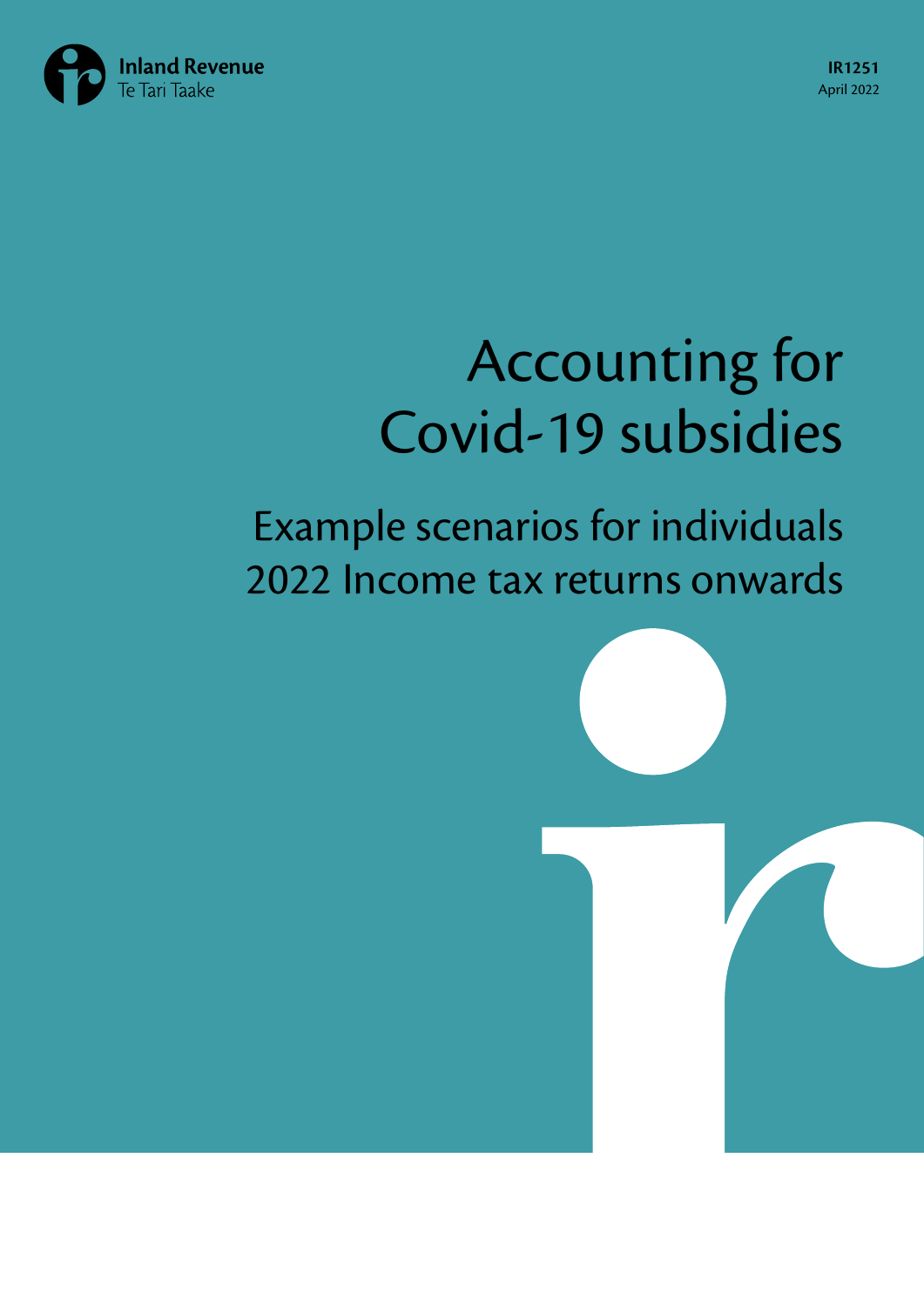Inland Revenue
Te Tari Taake

**IR1251**
April 2022

# Accounting for Covid-19 subsidies

## Example scenarios for individuals 2022 Income tax returns onwards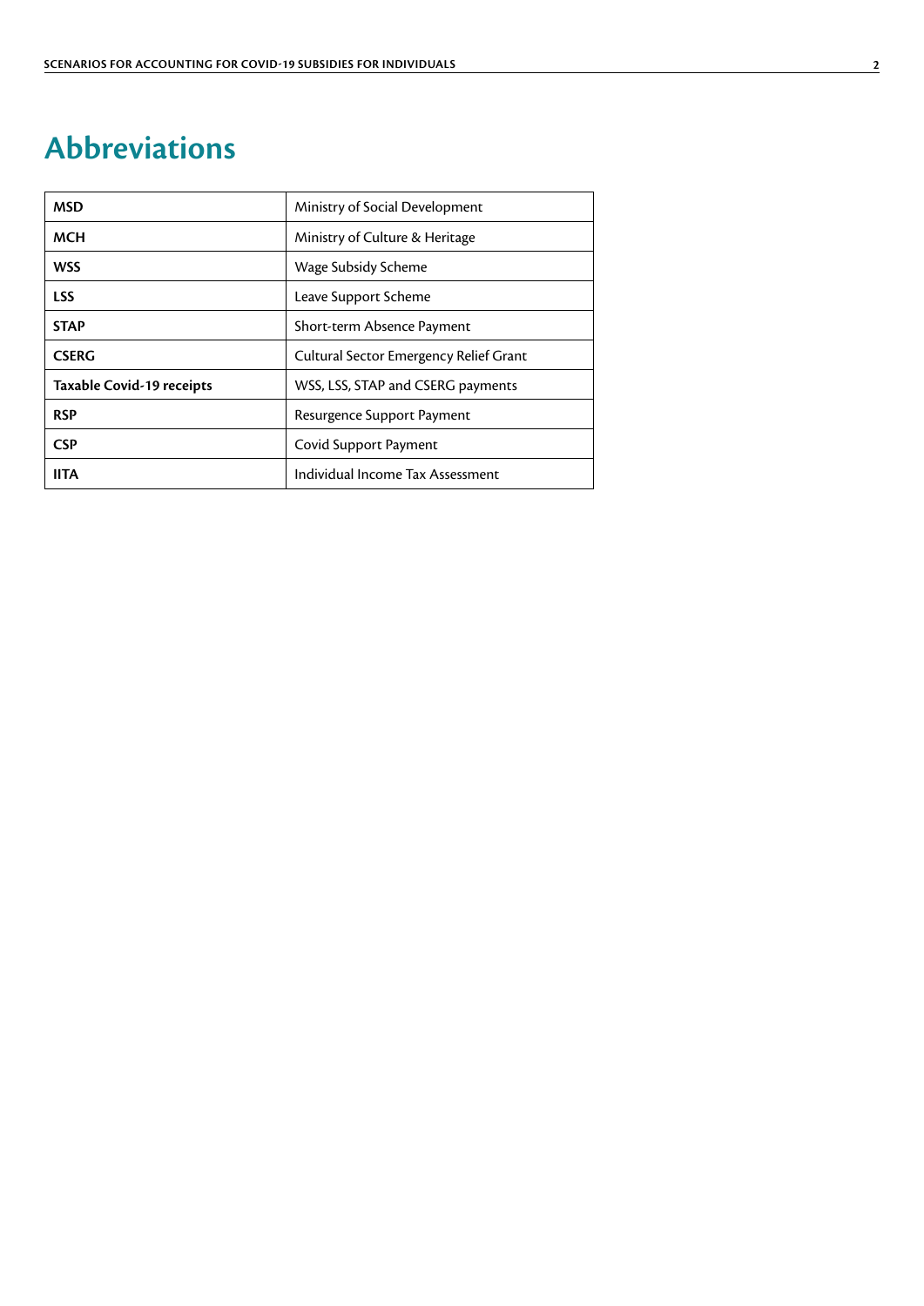# Abbreviations

| | |
|---|---|
| **MSD** | Ministry of Social Development |
| **MCH** | Ministry of Culture & Heritage |
| **WSS** | Wage Subsidy Scheme |
| **LSS** | Leave Support Scheme |
| **STAP** | Short-term Absence Payment |
| **CSERG** | Cultural Sector Emergency Relief Grant |
| **Taxable Covid-19 receipts** | WSS, LSS, STAP and CSERG payments |
| **RSP** | Resurgence Support Payment |
| **CSP** | Covid Support Payment |
| **IITA** | Individual Income Tax Assessment |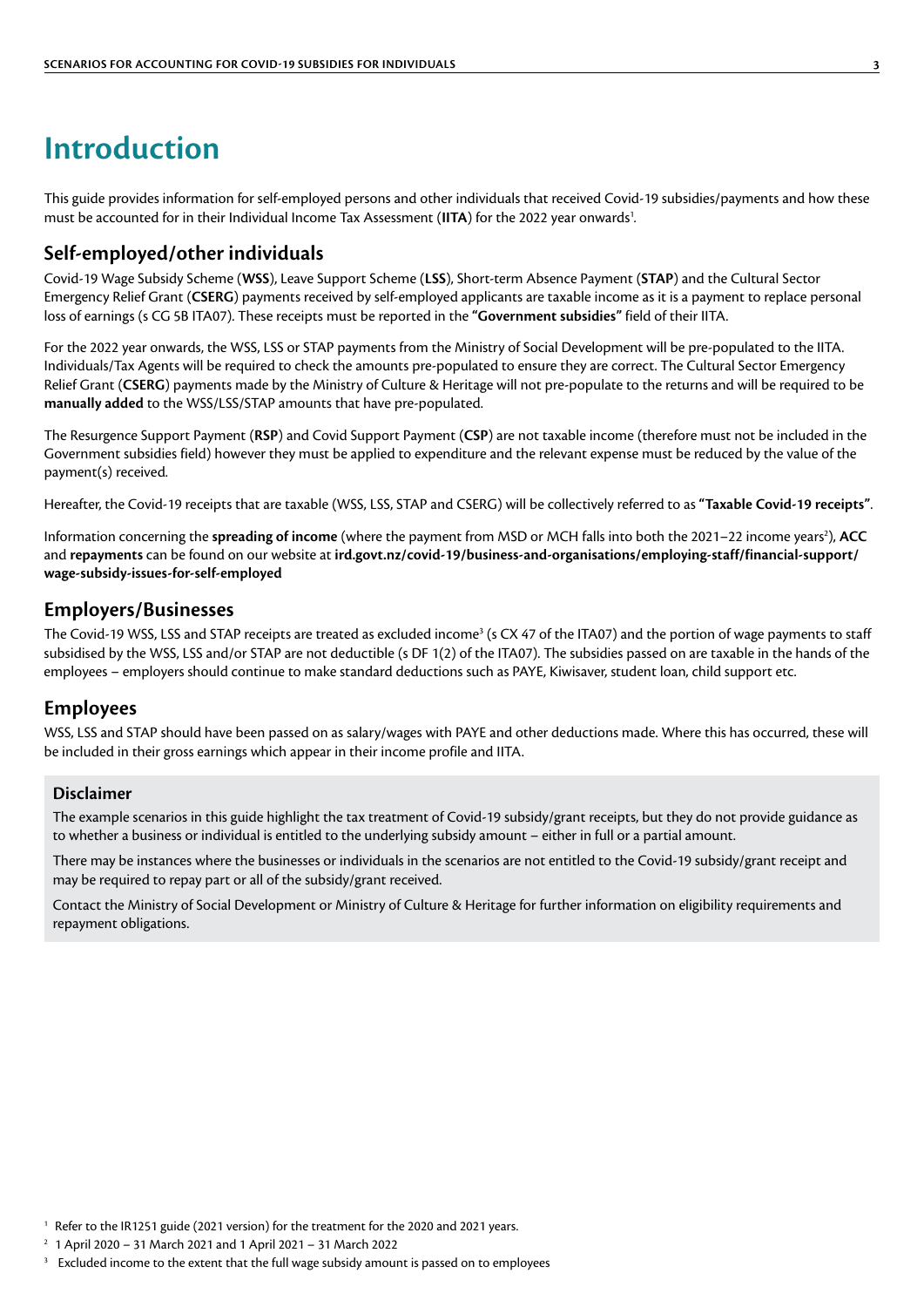# Introduction

This guide provides information for self-employed persons and other individuals that received Covid-19 subsidies/payments and how these must be accounted for in their Individual Income Tax Assessment (**IITA**) for the 2022 year onwards[1].

## Self-employed/other individuals

Covid-19 Wage Subsidy Scheme (**WSS**), Leave Support Scheme (**LSS**), Short-term Absence Payment (**STAP**) and the Cultural Sector Emergency Relief Grant (**CSERG**) payments received by self-employed applicants are taxable income as it is a payment to replace personal loss of earnings (s CG 5B ITA07). These receipts must be reported in the **"Government subsidies"** field of their IITA.

For the 2022 year onwards, the WSS, LSS or STAP payments from the Ministry of Social Development will be pre-populated to the IITA. Individuals/Tax Agents will be required to check the amounts pre-populated to ensure they are correct. The Cultural Sector Emergency Relief Grant (**CSERG**) payments made by the Ministry of Culture & Heritage will not pre-populate to the returns and will be required to be **manually added** to the WSS/LSS/STAP amounts that have pre-populated.

The Resurgence Support Payment (**RSP**) and Covid Support Payment (**CSP**) are not taxable income (therefore must not be included in the Government subsidies field) however they must be applied to expenditure and the relevant expense must be reduced by the value of the payment(s) received.

Hereafter, the Covid-19 receipts that are taxable (WSS, LSS, STAP and CSERG) will be collectively referred to as **"Taxable Covid-19 receipts"**.

Information concerning the **spreading of income** (where the payment from MSD or MCH falls into both the 2021–22 income years[2]), **ACC** and **repayments** can be found on our website at **ird.govt.nz/covid-19/business-and-organisations/employing-staff/financial-support/wage-subsidy-issues-for-self-employed**

## Employers/Businesses

The Covid-19 WSS, LSS and STAP receipts are treated as excluded income[3] (s CX 47 of the ITA07) and the portion of wage payments to staff subsidised by the WSS, LSS and/or STAP are not deductible (s DF 1(2) of the ITA07). The subsidies passed on are taxable in the hands of the employees – employers should continue to make standard deductions such as PAYE, Kiwisaver, student loan, child support etc.

## Employees

WSS, LSS and STAP should have been passed on as salary/wages with PAYE and other deductions made. Where this has occurred, these will be included in their gross earnings which appear in their income profile and IITA.

### Disclaimer

The example scenarios in this guide highlight the tax treatment of Covid-19 subsidy/grant receipts, but they do not provide guidance as to whether a business or individual is entitled to the underlying subsidy amount – either in full or a partial amount.

There may be instances where the businesses or individuals in the scenarios are not entitled to the Covid-19 subsidy/grant receipt and may be required to repay part or all of the subsidy/grant received.

Contact the Ministry of Social Development or Ministry of Culture & Heritage for further information on eligibility requirements and repayment obligations.

[1] Refer to the IR1251 guide (2021 version) for the treatment for the 2020 and 2021 years.

[2] 1 April 2020 – 31 March 2021 and 1 April 2021 – 31 March 2022

[3] Excluded income to the extent that the full wage subsidy amount is passed on to employees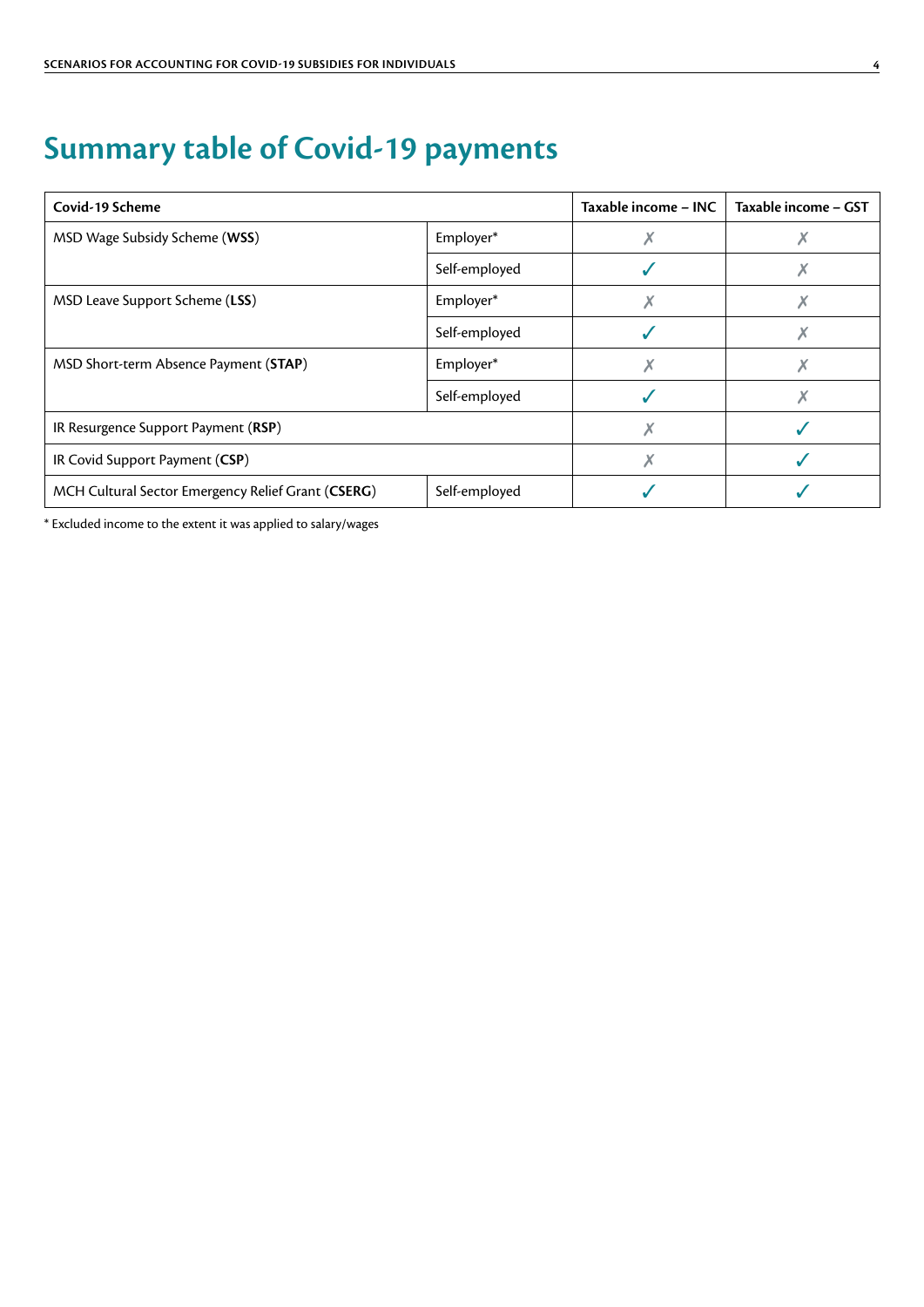# Summary table of Covid-19 payments

| Covid-19 Scheme | | Taxable income – INC | Taxable income – GST |
|---|---|---|---|
| MSD Wage Subsidy Scheme (**WSS**) | Employer* | ✗ | ✗ |
| | Self-employed | ✓ | ✗ |
| MSD Leave Support Scheme (**LSS**) | Employer* | ✗ | ✗ |
| | Self-employed | ✓ | ✗ |
| MSD Short-term Absence Payment (**STAP**) | Employer* | ✗ | ✗ |
| | Self-employed | ✓ | ✗ |
| IR Resurgence Support Payment (**RSP**) | | ✗ | ✓ |
| IR Covid Support Payment (**CSP**) | | ✗ | ✓ |
| MCH Cultural Sector Emergency Relief Grant (**CSERG**) | Self-employed | ✓ | ✓ |

* Excluded income to the extent it was applied to salary/wages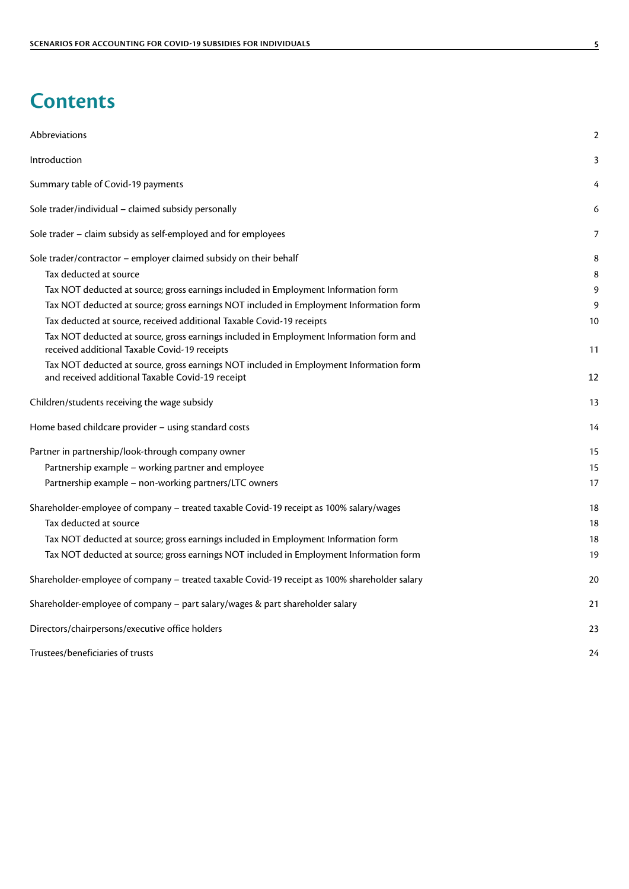# Contents

| | |
|---|---|
| Abbreviations | 2 |
| Introduction | 3 |
| Summary table of Covid-19 payments | 4 |
| Sole trader/individual – claimed subsidy personally | 6 |
| Sole trader – claim subsidy as self-employed and for employees | 7 |
| Sole trader/contractor – employer claimed subsidy on their behalf | 8 |
| Tax deducted at source | 8 |
| Tax NOT deducted at source; gross earnings included in Employment Information form | 9 |
| Tax NOT deducted at source; gross earnings NOT included in Employment Information form | 9 |
| Tax deducted at source, received additional Taxable Covid-19 receipts | 10 |
| Tax NOT deducted at source, gross earnings included in Employment Information form and received additional Taxable Covid-19 receipts | 11 |
| Tax NOT deducted at source, gross earnings NOT included in Employment Information form and received additional Taxable Covid-19 receipt | 12 |
| Children/students receiving the wage subsidy | 13 |
| Home based childcare provider – using standard costs | 14 |
| Partner in partnership/look-through company owner | 15 |
| Partnership example – working partner and employee | 15 |
| Partnership example – non-working partners/LTC owners | 17 |
| Shareholder-employee of company – treated taxable Covid-19 receipt as 100% salary/wages | 18 |
| Tax deducted at source | 18 |
| Tax NOT deducted at source; gross earnings included in Employment Information form | 18 |
| Tax NOT deducted at source; gross earnings NOT included in Employment Information form | 19 |
| Shareholder-employee of company – treated taxable Covid-19 receipt as 100% shareholder salary | 20 |
| Shareholder-employee of company – part salary/wages & part shareholder salary | 21 |
| Directors/chairpersons/executive office holders | 23 |
| Trustees/beneficiaries of trusts | 24 |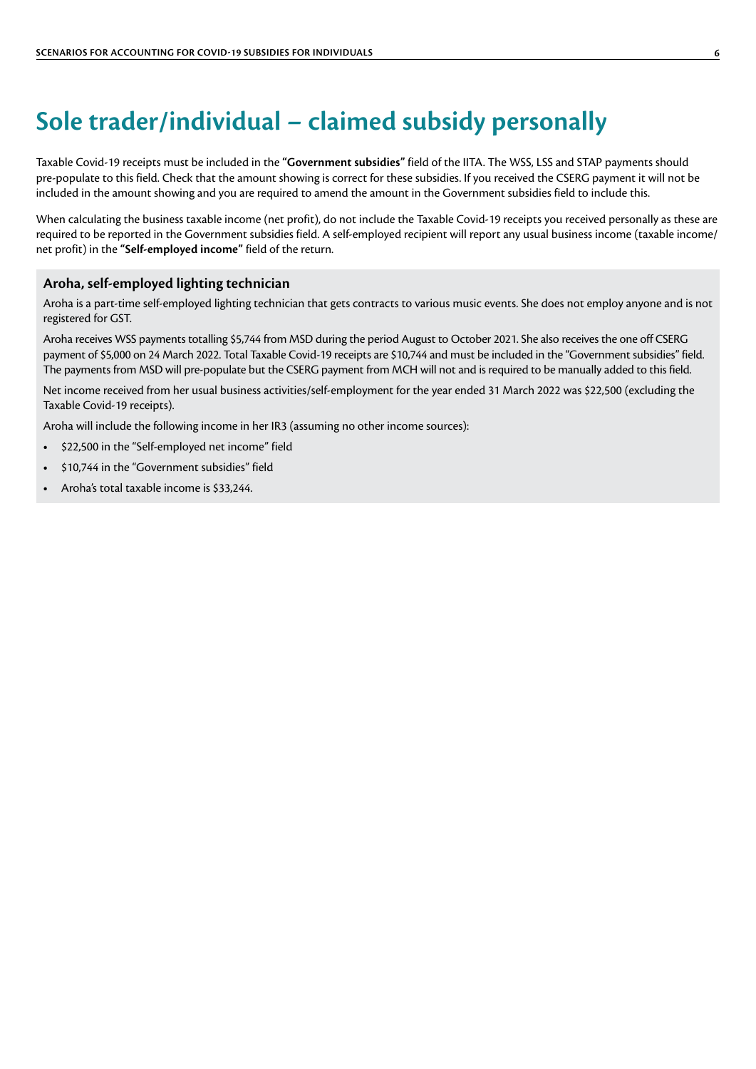# Sole trader/individual – claimed subsidy personally

Taxable Covid-19 receipts must be included in the **"Government subsidies"** field of the IITA. The WSS, LSS and STAP payments should pre-populate to this field. Check that the amount showing is correct for these subsidies. If you received the CSERG payment it will not be included in the amount showing and you are required to amend the amount in the Government subsidies field to include this.

When calculating the business taxable income (net profit), do not include the Taxable Covid-19 receipts you received personally as these are required to be reported in the Government subsidies field. A self-employed recipient will report any usual business income (taxable income/net profit) in the **"Self-employed income"** field of the return.

### Aroha, self-employed lighting technician

Aroha is a part-time self-employed lighting technician that gets contracts to various music events. She does not employ anyone and is not registered for GST.

Aroha receives WSS payments totalling $5,744 from MSD during the period August to October 2021. She also receives the one off CSERG payment of $5,000 on 24 March 2022. Total Taxable Covid-19 receipts are $10,744 and must be included in the "Government subsidies" field. The payments from MSD will pre-populate but the CSERG payment from MCH will not and is required to be manually added to this field.

Net income received from her usual business activities/self-employment for the year ended 31 March 2022 was $22,500 (excluding the Taxable Covid-19 receipts).

Aroha will include the following income in her IR3 (assuming no other income sources):

- $22,500 in the "Self-employed net income" field
- $10,744 in the "Government subsidies" field
- Aroha's total taxable income is $33,244.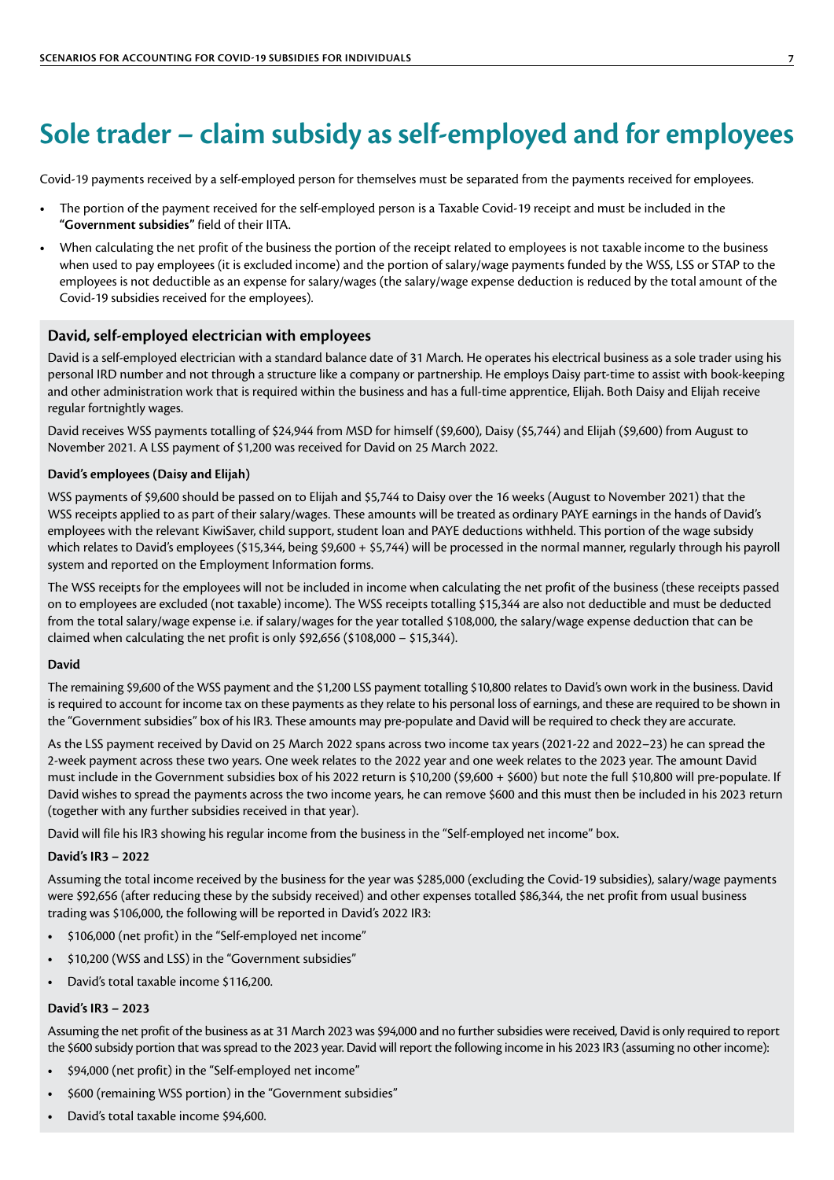# Sole trader – claim subsidy as self-employed and for employees

Covid-19 payments received by a self-employed person for themselves must be separated from the payments received for employees.

- The portion of the payment received for the self-employed person is a Taxable Covid-19 receipt and must be included in the **"Government subsidies"** field of their IITA.
- When calculating the net profit of the business the portion of the receipt related to employees is not taxable income to the business when used to pay employees (it is excluded income) and the portion of salary/wage payments funded by the WSS, LSS or STAP to the employees is not deductible as an expense for salary/wages (the salary/wage expense deduction is reduced by the total amount of the Covid-19 subsidies received for the employees).

## David, self-employed electrician with employees

David is a self-employed electrician with a standard balance date of 31 March. He operates his electrical business as a sole trader using his personal IRD number and not through a structure like a company or partnership. He employs Daisy part-time to assist with book-keeping and other administration work that is required within the business and has a full-time apprentice, Elijah. Both Daisy and Elijah receive regular fortnightly wages.

David receives WSS payments totalling of $24,944 from MSD for himself ($9,600), Daisy ($5,744) and Elijah ($9,600) from August to November 2021. A LSS payment of $1,200 was received for David on 25 March 2022.

### David's employees (Daisy and Elijah)

WSS payments of $9,600 should be passed on to Elijah and $5,744 to Daisy over the 16 weeks (August to November 2021) that the WSS receipts applied to as part of their salary/wages. These amounts will be treated as ordinary PAYE earnings in the hands of David's employees with the relevant KiwiSaver, child support, student loan and PAYE deductions withheld. This portion of the wage subsidy which relates to David's employees ($15,344, being $9,600 + $5,744) will be processed in the normal manner, regularly through his payroll system and reported on the Employment Information forms.

The WSS receipts for the employees will not be included in income when calculating the net profit of the business (these receipts passed on to employees are excluded (not taxable) income). The WSS receipts totalling $15,344 are also not deductible and must be deducted from the total salary/wage expense i.e. if salary/wages for the year totalled $108,000, the salary/wage expense deduction that can be claimed when calculating the net profit is only $92,656 ($108,000 – $15,344).

### David

The remaining $9,600 of the WSS payment and the $1,200 LSS payment totalling $10,800 relates to David's own work in the business. David is required to account for income tax on these payments as they relate to his personal loss of earnings, and these are required to be shown in the "Government subsidies" box of his IR3. These amounts may pre-populate and David will be required to check they are accurate.

As the LSS payment received by David on 25 March 2022 spans across two income tax years (2021-22 and 2022–23) he can spread the 2-week payment across these two years. One week relates to the 2022 year and one week relates to the 2023 year. The amount David must include in the Government subsidies box of his 2022 return is $10,200 ($9,600 + $600) but note the full $10,800 will pre-populate. If David wishes to spread the payments across the two income years, he can remove $600 and this must then be included in his 2023 return (together with any further subsidies received in that year).

David will file his IR3 showing his regular income from the business in the "Self-employed net income" box.

### David's IR3 – 2022

Assuming the total income received by the business for the year was $285,000 (excluding the Covid-19 subsidies), salary/wage payments were $92,656 (after reducing these by the subsidy received) and other expenses totalled $86,344, the net profit from usual business trading was $106,000, the following will be reported in David's 2022 IR3:

- $106,000 (net profit) in the "Self-employed net income"
- $10,200 (WSS and LSS) in the "Government subsidies"
- David's total taxable income $116,200.

### David's IR3 – 2023

Assuming the net profit of the business as at 31 March 2023 was $94,000 and no further subsidies were received, David is only required to report the $600 subsidy portion that was spread to the 2023 year. David will report the following income in his 2023 IR3 (assuming no other income):

- $94,000 (net profit) in the "Self-employed net income"
- $600 (remaining WSS portion) in the "Government subsidies"
- David's total taxable income $94,600.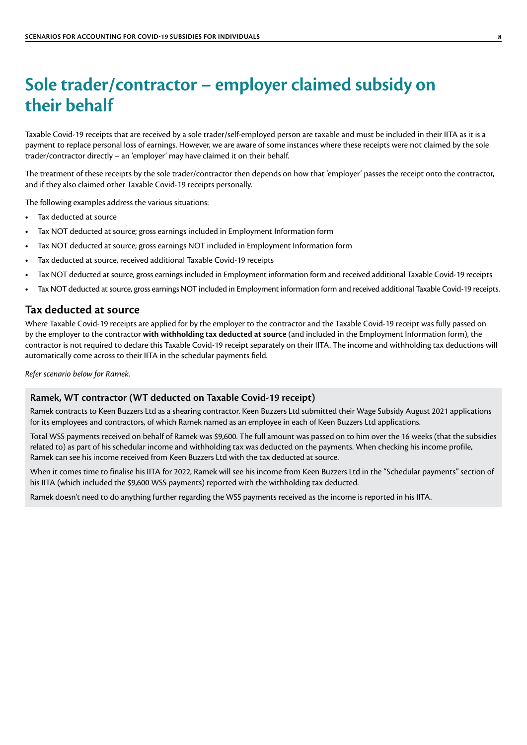# Sole trader/contractor – employer claimed subsidy on their behalf

Taxable Covid-19 receipts that are received by a sole trader/self-employed person are taxable and must be included in their IITA as it is a payment to replace personal loss of earnings. However, we are aware of some instances where these receipts were not claimed by the sole trader/contractor directly – an 'employer' may have claimed it on their behalf.

The treatment of these receipts by the sole trader/contractor then depends on how that 'employer' passes the receipt onto the contractor, and if they also claimed other Taxable Covid-19 receipts personally.

The following examples address the various situations:

- Tax deducted at source
- Tax NOT deducted at source; gross earnings included in Employment Information form
- Tax NOT deducted at source; gross earnings NOT included in Employment Information form
- Tax deducted at source, received additional Taxable Covid-19 receipts
- Tax NOT deducted at source, gross earnings included in Employment information form and received additional Taxable Covid-19 receipts
- Tax NOT deducted at source, gross earnings NOT included in Employment information form and received additional Taxable Covid-19 receipts.

## Tax deducted at source

Where Taxable Covid-19 receipts are applied for by the employer to the contractor and the Taxable Covid-19 receipt was fully passed on by the employer to the contractor **with withholding tax deducted at source** (and included in the Employment Information form), the contractor is not required to declare this Taxable Covid-19 receipt separately on their IITA. The income and withholding tax deductions will automatically come across to their IITA in the schedular payments field.

*Refer scenario below for Ramek.*

### Ramek, WT contractor (WT deducted on Taxable Covid-19 receipt)

Ramek contracts to Keen Buzzers Ltd as a shearing contractor. Keen Buzzers Ltd submitted their Wage Subsidy August 2021 applications for its employees and contractors, of which Ramek named as an employee in each of Keen Buzzers Ltd applications.

Total WSS payments received on behalf of Ramek was $9,600. The full amount was passed on to him over the 16 weeks (that the subsidies related to) as part of his schedular income and withholding tax was deducted on the payments. When checking his income profile, Ramek can see his income received from Keen Buzzers Ltd with the tax deducted at source.

When it comes time to finalise his IITA for 2022, Ramek will see his income from Keen Buzzers Ltd in the "Schedular payments" section of his IITA (which included the $9,600 WSS payments) reported with the withholding tax deducted.

Ramek doesn't need to do anything further regarding the WSS payments received as the income is reported in his IITA.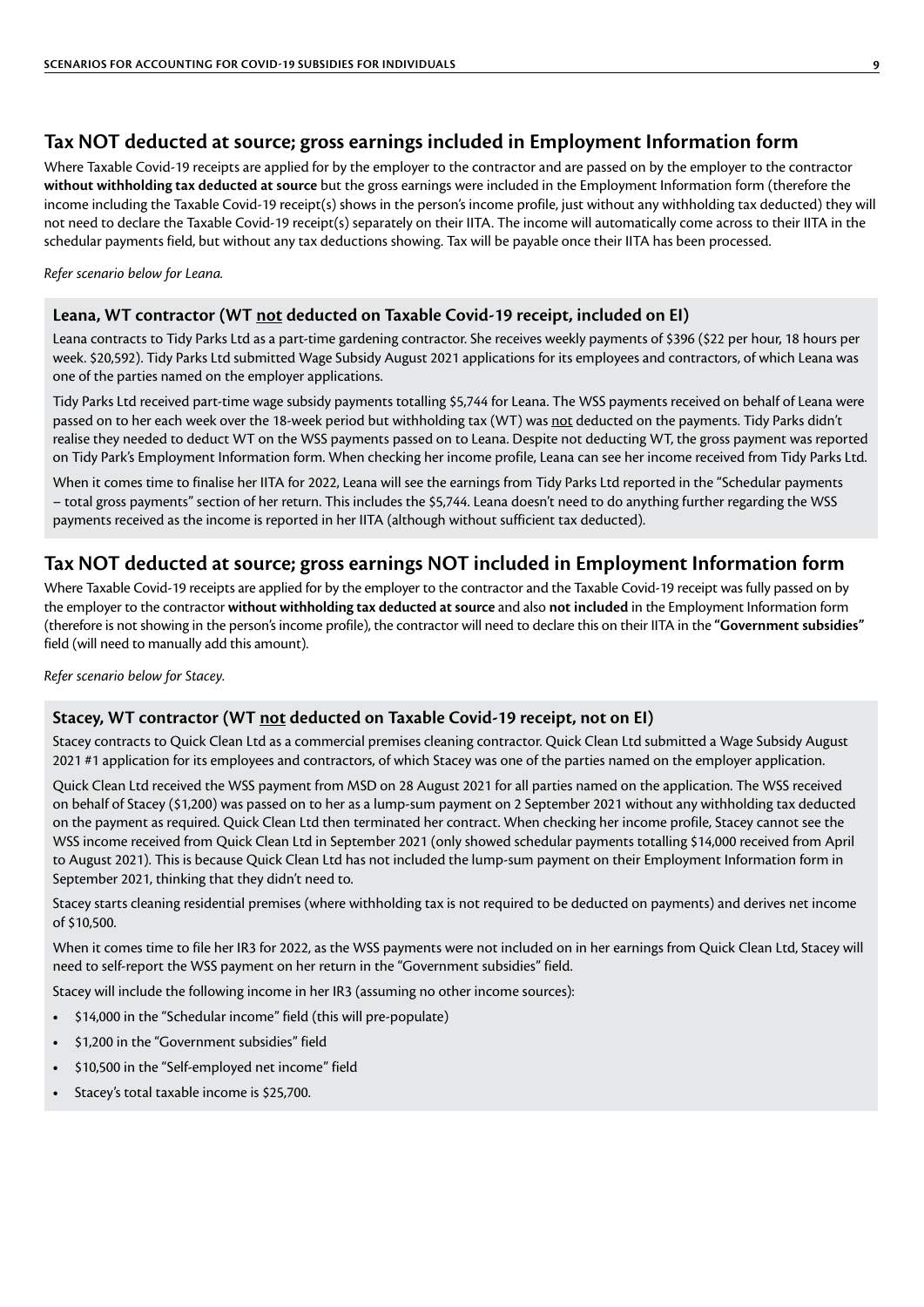## Tax NOT deducted at source; gross earnings included in Employment Information form

Where Taxable Covid-19 receipts are applied for by the employer to the contractor and are passed on by the employer to the contractor **without withholding tax deducted at source** but the gross earnings were included in the Employment Information form (therefore the income including the Taxable Covid-19 receipt(s) shows in the person's income profile, just without any withholding tax deducted) they will not need to declare the Taxable Covid-19 receipt(s) separately on their IITA. The income will automatically come across to their IITA in the schedular payments field, but without any tax deductions showing. Tax will be payable once their IITA has been processed.

*Refer scenario below for Leana.*

### Leana, WT contractor (WT not deducted on Taxable Covid-19 receipt, included on EI)

Leana contracts to Tidy Parks Ltd as a part-time gardening contractor. She receives weekly payments of $396 ($22 per hour, 18 hours per week. $20,592). Tidy Parks Ltd submitted Wage Subsidy August 2021 applications for its employees and contractors, of which Leana was one of the parties named on the employer applications.

Tidy Parks Ltd received part-time wage subsidy payments totalling $5,744 for Leana. The WSS payments received on behalf of Leana were passed on to her each week over the 18-week period but withholding tax (WT) was not deducted on the payments. Tidy Parks didn't realise they needed to deduct WT on the WSS payments passed on to Leana. Despite not deducting WT, the gross payment was reported on Tidy Park's Employment Information form. When checking her income profile, Leana can see her income received from Tidy Parks Ltd.

When it comes time to finalise her IITA for 2022, Leana will see the earnings from Tidy Parks Ltd reported in the "Schedular payments – total gross payments" section of her return. This includes the $5,744. Leana doesn't need to do anything further regarding the WSS payments received as the income is reported in her IITA (although without sufficient tax deducted).

## Tax NOT deducted at source; gross earnings NOT included in Employment Information form

Where Taxable Covid-19 receipts are applied for by the employer to the contractor and the Taxable Covid-19 receipt was fully passed on by the employer to the contractor **without withholding tax deducted at source** and also **not included** in the Employment Information form (therefore is not showing in the person's income profile), the contractor will need to declare this on their IITA in the **"Government subsidies"** field (will need to manually add this amount).

*Refer scenario below for Stacey.*

### Stacey, WT contractor (WT not deducted on Taxable Covid-19 receipt, not on EI)

Stacey contracts to Quick Clean Ltd as a commercial premises cleaning contractor. Quick Clean Ltd submitted a Wage Subsidy August 2021 #1 application for its employees and contractors, of which Stacey was one of the parties named on the employer application.

Quick Clean Ltd received the WSS payment from MSD on 28 August 2021 for all parties named on the application. The WSS received on behalf of Stacey ($1,200) was passed on to her as a lump-sum payment on 2 September 2021 without any withholding tax deducted on the payment as required. Quick Clean Ltd then terminated her contract. When checking her income profile, Stacey cannot see the WSS income received from Quick Clean Ltd in September 2021 (only showed schedular payments totalling $14,000 received from April to August 2021). This is because Quick Clean Ltd has not included the lump-sum payment on their Employment Information form in September 2021, thinking that they didn't need to.

Stacey starts cleaning residential premises (where withholding tax is not required to be deducted on payments) and derives net income of $10,500.

When it comes time to file her IR3 for 2022, as the WSS payments were not included on in her earnings from Quick Clean Ltd, Stacey will need to self-report the WSS payment on her return in the "Government subsidies" field.

Stacey will include the following income in her IR3 (assuming no other income sources):

- $14,000 in the "Schedular income" field (this will pre-populate)
- $1,200 in the "Government subsidies" field
- $10,500 in the "Self-employed net income" field
- Stacey's total taxable income is $25,700.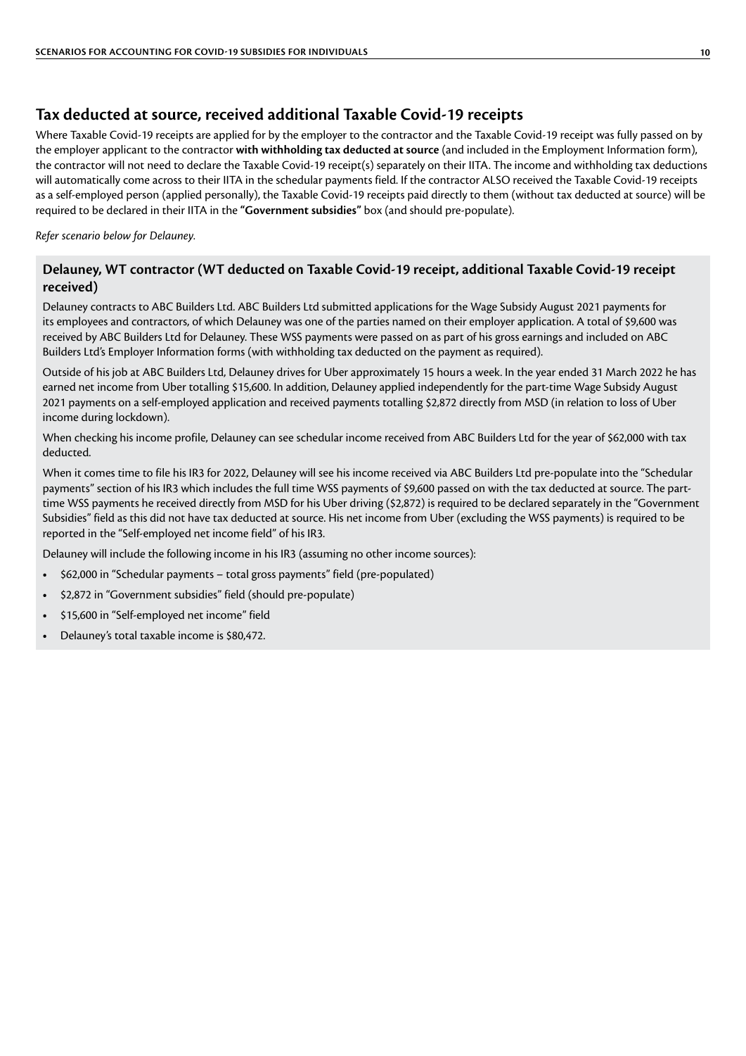## Tax deducted at source, received additional Taxable Covid-19 receipts

Where Taxable Covid-19 receipts are applied for by the employer to the contractor and the Taxable Covid-19 receipt was fully passed on by the employer applicant to the contractor **with withholding tax deducted at source** (and included in the Employment Information form), the contractor will not need to declare the Taxable Covid-19 receipt(s) separately on their IITA. The income and withholding tax deductions will automatically come across to their IITA in the schedular payments field. If the contractor ALSO received the Taxable Covid-19 receipts as a self-employed person (applied personally), the Taxable Covid-19 receipts paid directly to them (without tax deducted at source) will be required to be declared in their IITA in the **"Government subsidies"** box (and should pre-populate).

*Refer scenario below for Delauney.*

### Delauney, WT contractor (WT deducted on Taxable Covid-19 receipt, additional Taxable Covid-19 receipt received)

Delauney contracts to ABC Builders Ltd. ABC Builders Ltd submitted applications for the Wage Subsidy August 2021 payments for its employees and contractors, of which Delauney was one of the parties named on their employer application. A total of $9,600 was received by ABC Builders Ltd for Delauney. These WSS payments were passed on as part of his gross earnings and included on ABC Builders Ltd's Employer Information forms (with withholding tax deducted on the payment as required).

Outside of his job at ABC Builders Ltd, Delauney drives for Uber approximately 15 hours a week. In the year ended 31 March 2022 he has earned net income from Uber totalling $15,600. In addition, Delauney applied independently for the part-time Wage Subsidy August 2021 payments on a self-employed application and received payments totalling $2,872 directly from MSD (in relation to loss of Uber income during lockdown).

When checking his income profile, Delauney can see schedular income received from ABC Builders Ltd for the year of $62,000 with tax deducted.

When it comes time to file his IR3 for 2022, Delauney will see his income received via ABC Builders Ltd pre-populate into the "Schedular payments" section of his IR3 which includes the full time WSS payments of $9,600 passed on with the tax deducted at source. The part-time WSS payments he received directly from MSD for his Uber driving ($2,872) is required to be declared separately in the "Government Subsidies" field as this did not have tax deducted at source. His net income from Uber (excluding the WSS payments) is required to be reported in the "Self-employed net income field" of his IR3.

Delauney will include the following income in his IR3 (assuming no other income sources):

- $62,000 in "Schedular payments – total gross payments" field (pre-populated)
- $2,872 in "Government subsidies" field (should pre-populate)
- $15,600 in "Self-employed net income" field
- Delauney's total taxable income is $80,472.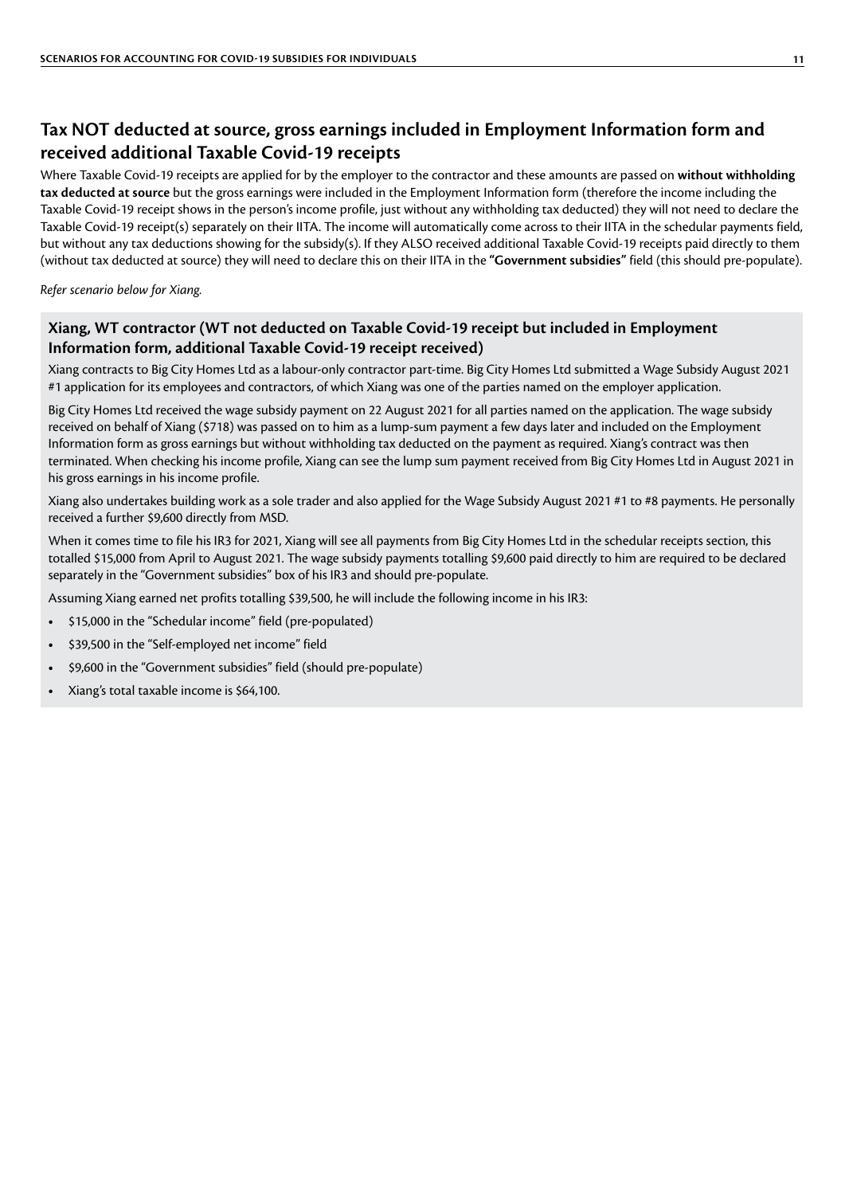## Tax NOT deducted at source, gross earnings included in Employment Information form and received additional Taxable Covid-19 receipts

Where Taxable Covid-19 receipts are applied for by the employer to the contractor and these amounts are passed on **without withholding tax deducted at source** but the gross earnings were included in the Employment Information form (therefore the income including the Taxable Covid-19 receipt shows in the person's income profile, just without any withholding tax deducted) they will not need to declare the Taxable Covid-19 receipt(s) separately on their IITA. The income will automatically come across to their IITA in the schedular payments field, but without any tax deductions showing for the subsidy(s). If they ALSO received additional Taxable Covid-19 receipts paid directly to them (without tax deducted at source) they will need to declare this on their IITA in the **"Government subsidies"** field (this should pre-populate).

*Refer scenario below for Xiang.*

### Xiang, WT contractor (WT not deducted on Taxable Covid-19 receipt but included in Employment Information form, additional Taxable Covid-19 receipt received)

Xiang contracts to Big City Homes Ltd as a labour-only contractor part-time. Big City Homes Ltd submitted a Wage Subsidy August 2021 #1 application for its employees and contractors, of which Xiang was one of the parties named on the employer application.

Big City Homes Ltd received the wage subsidy payment on 22 August 2021 for all parties named on the application. The wage subsidy received on behalf of Xiang ($718) was passed on to him as a lump-sum payment a few days later and included on the Employment Information form as gross earnings but without withholding tax deducted on the payment as required. Xiang's contract was then terminated. When checking his income profile, Xiang can see the lump sum payment received from Big City Homes Ltd in August 2021 in his gross earnings in his income profile.

Xiang also undertakes building work as a sole trader and also applied for the Wage Subsidy August 2021 #1 to #8 payments. He personally received a further $9,600 directly from MSD.

When it comes time to file his IR3 for 2021, Xiang will see all payments from Big City Homes Ltd in the schedular receipts section, this totalled $15,000 from April to August 2021. The wage subsidy payments totalling $9,600 paid directly to him are required to be declared separately in the "Government subsidies" box of his IR3 and should pre-populate.

Assuming Xiang earned net profits totalling $39,500, he will include the following income in his IR3:

- $15,000 in the "Schedular income" field (pre-populated)
- $39,500 in the "Self-employed net income" field
- $9,600 in the "Government subsidies" field (should pre-populate)
- Xiang's total taxable income is $64,100.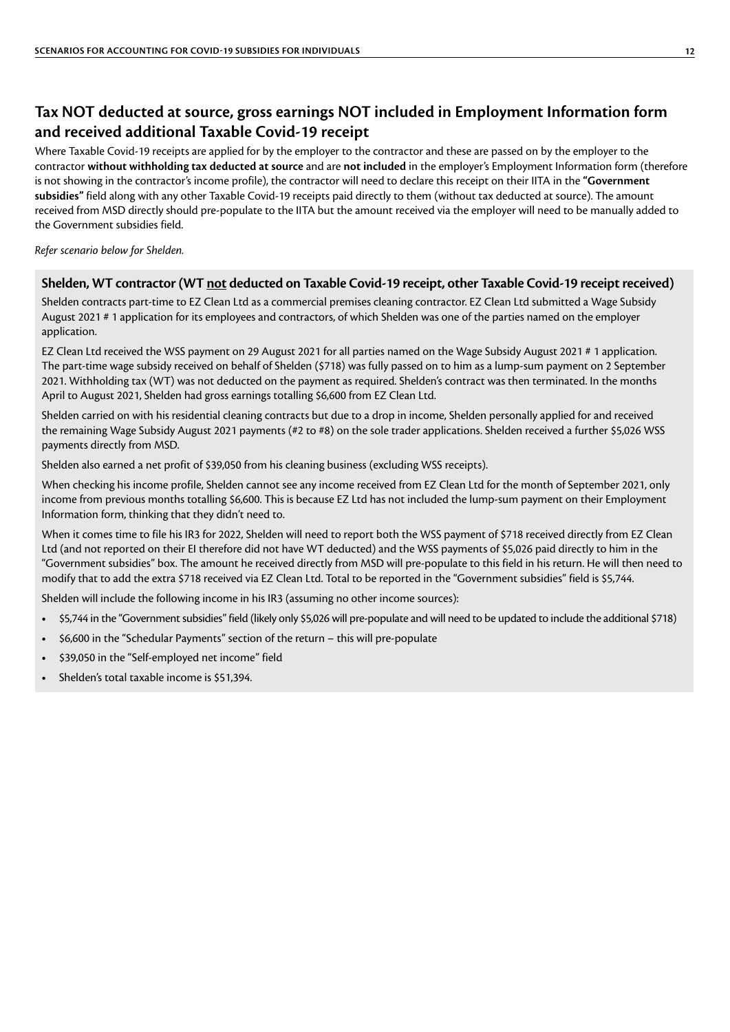## Tax NOT deducted at source, gross earnings NOT included in Employment Information form and received additional Taxable Covid-19 receipt

Where Taxable Covid-19 receipts are applied for by the employer to the contractor and these are passed on by the employer to the contractor **without withholding tax deducted at source** and are **not included** in the employer's Employment Information form (therefore is not showing in the contractor's income profile), the contractor will need to declare this receipt on their IITA in the **"Government subsidies"** field along with any other Taxable Covid-19 receipts paid directly to them (without tax deducted at source). The amount received from MSD directly should pre-populate to the IITA but the amount received via the employer will need to be manually added to the Government subsidies field.

*Refer scenario below for Shelden.*

### Shelden, WT contractor (WT not deducted on Taxable Covid-19 receipt, other Taxable Covid-19 receipt received)

Shelden contracts part-time to EZ Clean Ltd as a commercial premises cleaning contractor. EZ Clean Ltd submitted a Wage Subsidy August 2021 # 1 application for its employees and contractors, of which Shelden was one of the parties named on the employer application.

EZ Clean Ltd received the WSS payment on 29 August 2021 for all parties named on the Wage Subsidy August 2021 # 1 application. The part-time wage subsidy received on behalf of Shelden ($718) was fully passed on to him as a lump-sum payment on 2 September 2021. Withholding tax (WT) was not deducted on the payment as required. Shelden's contract was then terminated. In the months April to August 2021, Shelden had gross earnings totalling $6,600 from EZ Clean Ltd.

Shelden carried on with his residential cleaning contracts but due to a drop in income, Shelden personally applied for and received the remaining Wage Subsidy August 2021 payments (#2 to #8) on the sole trader applications. Shelden received a further $5,026 WSS payments directly from MSD.

Shelden also earned a net profit of $39,050 from his cleaning business (excluding WSS receipts).

When checking his income profile, Shelden cannot see any income received from EZ Clean Ltd for the month of September 2021, only income from previous months totalling $6,600. This is because EZ Ltd has not included the lump-sum payment on their Employment Information form, thinking that they didn't need to.

When it comes time to file his IR3 for 2022, Shelden will need to report both the WSS payment of $718 received directly from EZ Clean Ltd (and not reported on their EI therefore did not have WT deducted) and the WSS payments of $5,026 paid directly to him in the "Government subsidies" box. The amount he received directly from MSD will pre-populate to this field in his return. He will then need to modify that to add the extra $718 received via EZ Clean Ltd. Total to be reported in the "Government subsidies" field is $5,744.

Shelden will include the following income in his IR3 (assuming no other income sources):

- $5,744 in the "Government subsidies" field (likely only $5,026 will pre-populate and will need to be updated to include the additional $718)
- $6,600 in the "Schedular Payments" section of the return – this will pre-populate
- $39,050 in the "Self-employed net income" field
- Shelden's total taxable income is $51,394.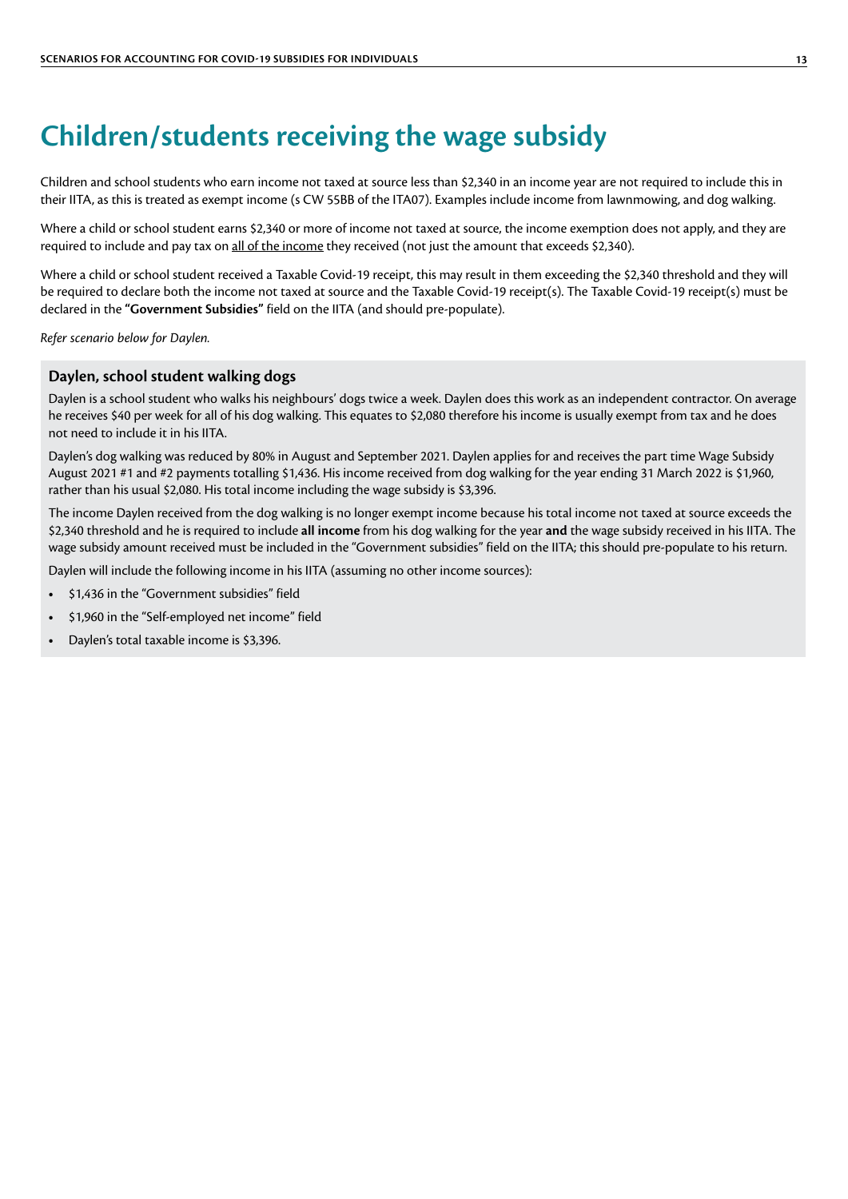# Children/students receiving the wage subsidy

Children and school students who earn income not taxed at source less than $2,340 in an income year are not required to include this in their IITA, as this is treated as exempt income (s CW 55BB of the ITA07). Examples include income from lawnmowing, and dog walking.

Where a child or school student earns $2,340 or more of income not taxed at source, the income exemption does not apply, and they are required to include and pay tax on all of the income they received (not just the amount that exceeds $2,340).

Where a child or school student received a Taxable Covid-19 receipt, this may result in them exceeding the $2,340 threshold and they will be required to declare both the income not taxed at source and the Taxable Covid-19 receipt(s). The Taxable Covid-19 receipt(s) must be declared in the **"Government Subsidies"** field on the IITA (and should pre-populate).

*Refer scenario below for Daylen.*

### Daylen, school student walking dogs

Daylen is a school student who walks his neighbours' dogs twice a week. Daylen does this work as an independent contractor. On average he receives $40 per week for all of his dog walking. This equates to $2,080 therefore his income is usually exempt from tax and he does not need to include it in his IITA.

Daylen's dog walking was reduced by 80% in August and September 2021. Daylen applies for and receives the part time Wage Subsidy August 2021 #1 and #2 payments totalling $1,436. His income received from dog walking for the year ending 31 March 2022 is $1,960, rather than his usual $2,080. His total income including the wage subsidy is $3,396.

The income Daylen received from the dog walking is no longer exempt income because his total income not taxed at source exceeds the $2,340 threshold and he is required to include **all income** from his dog walking for the year **and** the wage subsidy received in his IITA. The wage subsidy amount received must be included in the "Government subsidies" field on the IITA; this should pre-populate to his return.

Daylen will include the following income in his IITA (assuming no other income sources):

- $1,436 in the "Government subsidies" field
- $1,960 in the "Self-employed net income" field
- Daylen's total taxable income is $3,396.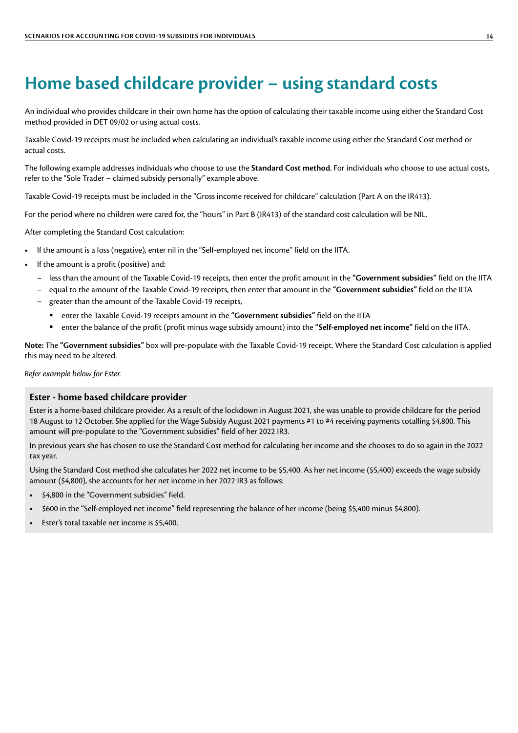# Home based childcare provider – using standard costs

An individual who provides childcare in their own home has the option of calculating their taxable income using either the Standard Cost method provided in DET 09/02 or using actual costs.

Taxable Covid-19 receipts must be included when calculating an individual's taxable income using either the Standard Cost method or actual costs.

The following example addresses individuals who choose to use the **Standard Cost method**. For individuals who choose to use actual costs, refer to the "Sole Trader – claimed subsidy personally" example above.

Taxable Covid-19 receipts must be included in the "Gross income received for childcare" calculation (Part A on the IR413).

For the period where no children were cared for, the "hours" in Part B (IR413) of the standard cost calculation will be NIL.

After completing the Standard Cost calculation:

- If the amount is a loss (negative), enter nil in the "Self-employed net income" field on the IITA.
- If the amount is a profit (positive) and:
  - less than the amount of the Taxable Covid-19 receipts, then enter the profit amount in the **"Government subsidies"** field on the IITA
  - equal to the amount of the Taxable Covid-19 receipts, then enter that amount in the **"Government subsidies"** field on the IITA
  - greater than the amount of the Taxable Covid-19 receipts,
    - enter the Taxable Covid-19 receipts amount in the **"Government subsidies"** field on the IITA
    - enter the balance of the profit (profit minus wage subsidy amount) into the **"Self-employed net income"** field on the IITA.

**Note:** The **"Government subsidies"** box will pre-populate with the Taxable Covid-19 receipt. Where the Standard Cost calculation is applied this may need to be altered.

*Refer example below for Ester.*

### Ester - home based childcare provider

Ester is a home-based childcare provider. As a result of the lockdown in August 2021, she was unable to provide childcare for the period 18 August to 12 October. She applied for the Wage Subsidy August 2021 payments #1 to #4 receiving payments totalling $4,800. This amount will pre-populate to the "Government subsidies" field of her 2022 IR3.

In previous years she has chosen to use the Standard Cost method for calculating her income and she chooses to do so again in the 2022 tax year.

Using the Standard Cost method she calculates her 2022 net income to be $5,400. As her net income ($5,400) exceeds the wage subsidy amount ($4,800), she accounts for her net income in her 2022 IR3 as follows:

- $4,800 in the "Government subsidies" field.
- $600 in the "Self-employed net income" field representing the balance of her income (being $5,400 minus $4,800).
- Ester's total taxable net income is $5,400.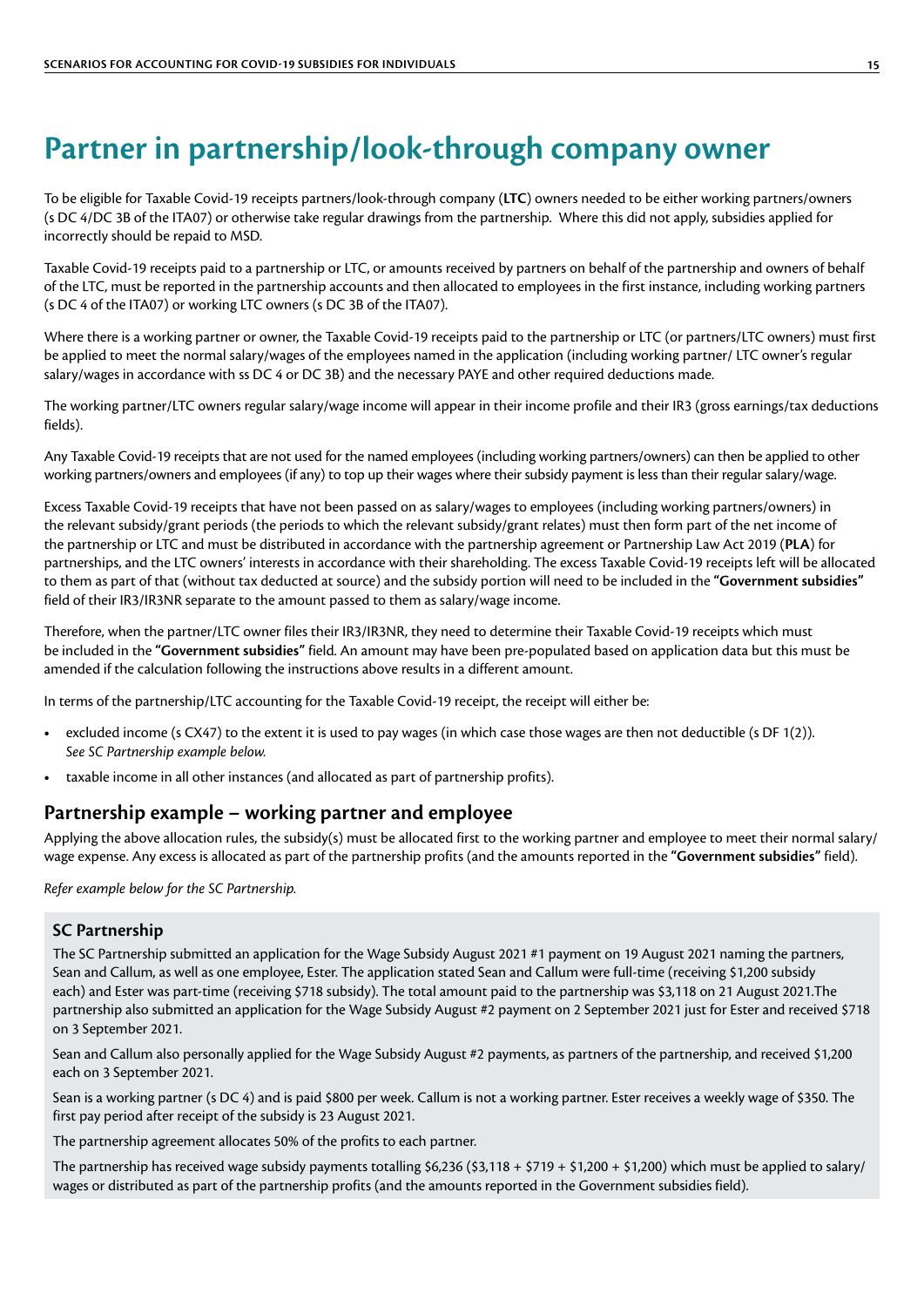# Partner in partnership/look-through company owner

To be eligible for Taxable Covid-19 receipts partners/look-through company (**LTC**) owners needed to be either working partners/owners (s DC 4/DC 3B of the ITA07) or otherwise take regular drawings from the partnership. Where this did not apply, subsidies applied for incorrectly should be repaid to MSD.

Taxable Covid-19 receipts paid to a partnership or LTC, or amounts received by partners on behalf of the partnership and owners of behalf of the LTC, must be reported in the partnership accounts and then allocated to employees in the first instance, including working partners (s DC 4 of the ITA07) or working LTC owners (s DC 3B of the ITA07).

Where there is a working partner or owner, the Taxable Covid-19 receipts paid to the partnership or LTC (or partners/LTC owners) must first be applied to meet the normal salary/wages of the employees named in the application (including working partner/ LTC owner's regular salary/wages in accordance with ss DC 4 or DC 3B) and the necessary PAYE and other required deductions made.

The working partner/LTC owners regular salary/wage income will appear in their income profile and their IR3 (gross earnings/tax deductions fields).

Any Taxable Covid-19 receipts that are not used for the named employees (including working partners/owners) can then be applied to other working partners/owners and employees (if any) to top up their wages where their subsidy payment is less than their regular salary/wage.

Excess Taxable Covid-19 receipts that have not been passed on as salary/wages to employees (including working partners/owners) in the relevant subsidy/grant periods (the periods to which the relevant subsidy/grant relates) must then form part of the net income of the partnership or LTC and must be distributed in accordance with the partnership agreement or Partnership Law Act 2019 (**PLA**) for partnerships, and the LTC owners' interests in accordance with their shareholding. The excess Taxable Covid-19 receipts left will be allocated to them as part of that (without tax deducted at source) and the subsidy portion will need to be included in the **"Government subsidies"** field of their IR3/IR3NR separate to the amount passed to them as salary/wage income.

Therefore, when the partner/LTC owner files their IR3/IR3NR, they need to determine their Taxable Covid-19 receipts which must be included in the **"Government subsidies"** field. An amount may have been pre-populated based on application data but this must be amended if the calculation following the instructions above results in a different amount.

In terms of the partnership/LTC accounting for the Taxable Covid-19 receipt, the receipt will either be:

- excluded income (s CX47) to the extent it is used to pay wages (in which case those wages are then not deductible (s DF 1(2)). *See SC Partnership example below.*
- taxable income in all other instances (and allocated as part of partnership profits).

## Partnership example – working partner and employee

Applying the above allocation rules, the subsidy(s) must be allocated first to the working partner and employee to meet their normal salary/ wage expense. Any excess is allocated as part of the partnership profits (and the amounts reported in the **"Government subsidies"** field).

*Refer example below for the SC Partnership.*

### SC Partnership

The SC Partnership submitted an application for the Wage Subsidy August 2021 #1 payment on 19 August 2021 naming the partners, Sean and Callum, as well as one employee, Ester. The application stated Sean and Callum were full-time (receiving $1,200 subsidy each) and Ester was part-time (receiving $718 subsidy). The total amount paid to the partnership was $3,118 on 21 August 2021.The partnership also submitted an application for the Wage Subsidy August #2 payment on 2 September 2021 just for Ester and received $718 on 3 September 2021.

Sean and Callum also personally applied for the Wage Subsidy August #2 payments, as partners of the partnership, and received $1,200 each on 3 September 2021.

Sean is a working partner (s DC 4) and is paid $800 per week. Callum is not a working partner. Ester receives a weekly wage of $350. The first pay period after receipt of the subsidy is 23 August 2021.

The partnership agreement allocates 50% of the profits to each partner.

The partnership has received wage subsidy payments totalling $6,236 ($3,118 + $719 + $1,200 + $1,200) which must be applied to salary/ wages or distributed as part of the partnership profits (and the amounts reported in the Government subsidies field).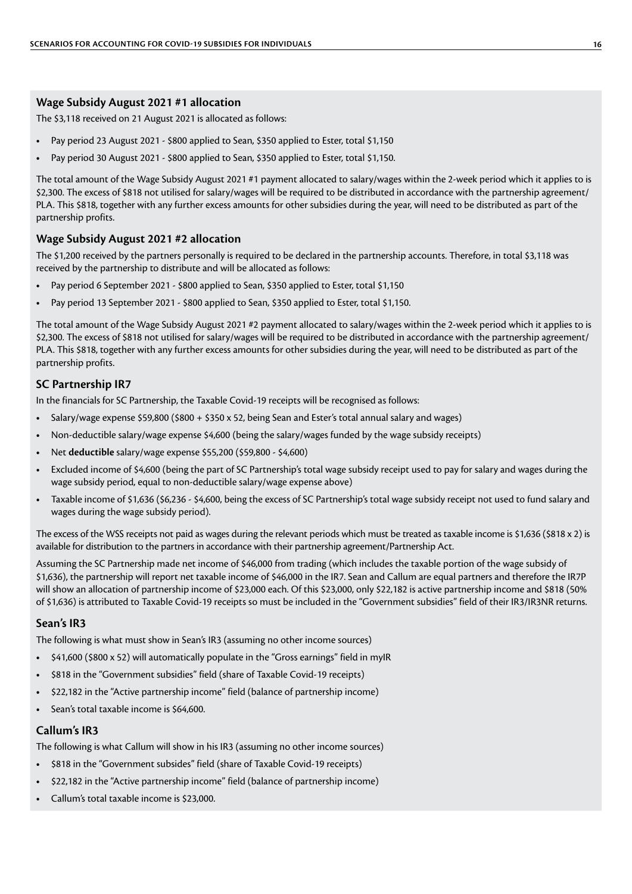### Wage Subsidy August 2021 #1 allocation

The $3,118 received on 21 August 2021 is allocated as follows:

- Pay period 23 August 2021 - $800 applied to Sean, $350 applied to Ester, total $1,150
- Pay period 30 August 2021 - $800 applied to Sean, $350 applied to Ester, total $1,150.

The total amount of the Wage Subsidy August 2021 #1 payment allocated to salary/wages within the 2-week period which it applies to is $2,300. The excess of $818 not utilised for salary/wages will be required to be distributed in accordance with the partnership agreement/ PLA. This $818, together with any further excess amounts for other subsidies during the year, will need to be distributed as part of the partnership profits.

### Wage Subsidy August 2021 #2 allocation

The $1,200 received by the partners personally is required to be declared in the partnership accounts. Therefore, in total $3,118 was received by the partnership to distribute and will be allocated as follows:

- Pay period 6 September 2021 - $800 applied to Sean, $350 applied to Ester, total $1,150
- Pay period 13 September 2021 - $800 applied to Sean, $350 applied to Ester, total $1,150.

The total amount of the Wage Subsidy August 2021 #2 payment allocated to salary/wages within the 2-week period which it applies to is $2,300. The excess of $818 not utilised for salary/wages will be required to be distributed in accordance with the partnership agreement/ PLA. This $818, together with any further excess amounts for other subsidies during the year, will need to be distributed as part of the partnership profits.

### SC Partnership IR7

In the financials for SC Partnership, the Taxable Covid-19 receipts will be recognised as follows:

- Salary/wage expense $59,800 ($800 + $350 x 52, being Sean and Ester's total annual salary and wages)
- Non-deductible salary/wage expense $4,600 (being the salary/wages funded by the wage subsidy receipts)
- Net **deductible** salary/wage expense $55,200 ($59,800 - $4,600)
- Excluded income of $4,600 (being the part of SC Partnership's total wage subsidy receipt used to pay for salary and wages during the wage subsidy period, equal to non-deductible salary/wage expense above)
- Taxable income of $1,636 ($6,236 - $4,600, being the excess of SC Partnership's total wage subsidy receipt not used to fund salary and wages during the wage subsidy period).

The excess of the WSS receipts not paid as wages during the relevant periods which must be treated as taxable income is $1,636 ($818 x 2) is available for distribution to the partners in accordance with their partnership agreement/Partnership Act.

Assuming the SC Partnership made net income of $46,000 from trading (which includes the taxable portion of the wage subsidy of $1,636), the partnership will report net taxable income of $46,000 in the IR7. Sean and Callum are equal partners and therefore the IR7P will show an allocation of partnership income of $23,000 each. Of this $23,000, only $22,182 is active partnership income and $818 (50% of $1,636) is attributed to Taxable Covid-19 receipts so must be included in the "Government subsidies" field of their IR3/IR3NR returns.

### Sean's IR3

The following is what must show in Sean's IR3 (assuming no other income sources)

- $41,600 ($800 x 52) will automatically populate in the "Gross earnings" field in myIR
- $818 in the "Government subsidies" field (share of Taxable Covid-19 receipts)
- $22,182 in the "Active partnership income" field (balance of partnership income)
- Sean's total taxable income is $64,600.

### Callum's IR3

The following is what Callum will show in his IR3 (assuming no other income sources)

- $818 in the "Government subsides" field (share of Taxable Covid-19 receipts)
- $22,182 in the "Active partnership income" field (balance of partnership income)
- Callum's total taxable income is $23,000.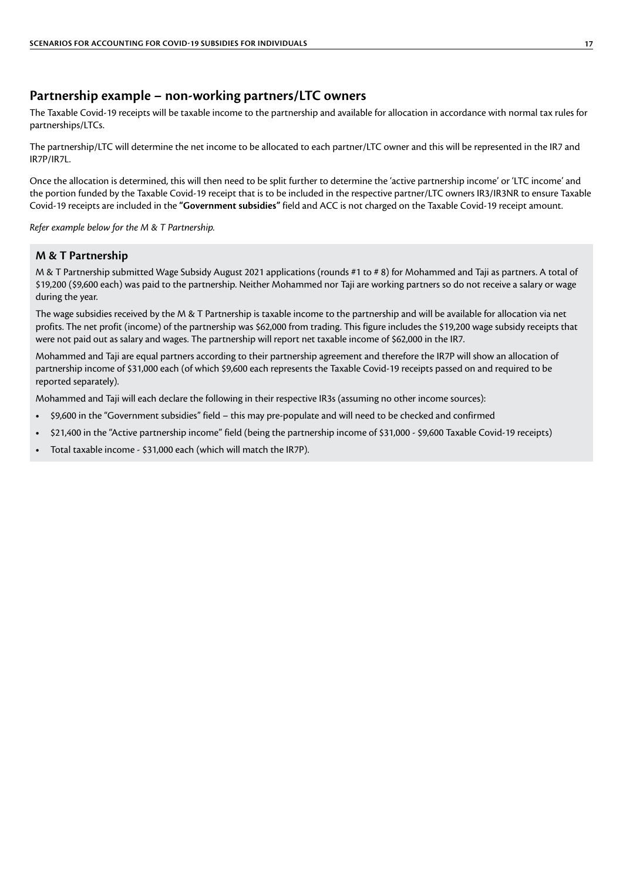## Partnership example – non-working partners/LTC owners

The Taxable Covid-19 receipts will be taxable income to the partnership and available for allocation in accordance with normal tax rules for partnerships/LTCs.

The partnership/LTC will determine the net income to be allocated to each partner/LTC owner and this will be represented in the IR7 and IR7P/IR7L.

Once the allocation is determined, this will then need to be split further to determine the 'active partnership income' or 'LTC income' and the portion funded by the Taxable Covid-19 receipt that is to be included in the respective partner/LTC owners IR3/IR3NR to ensure Taxable Covid-19 receipts are included in the **"Government subsidies"** field and ACC is not charged on the Taxable Covid-19 receipt amount.

*Refer example below for the M & T Partnership.*

### M & T Partnership

M & T Partnership submitted Wage Subsidy August 2021 applications (rounds #1 to # 8) for Mohammed and Taji as partners. A total of $19,200 ($9,600 each) was paid to the partnership. Neither Mohammed nor Taji are working partners so do not receive a salary or wage during the year.

The wage subsidies received by the M & T Partnership is taxable income to the partnership and will be available for allocation via net profits. The net profit (income) of the partnership was $62,000 from trading. This figure includes the $19,200 wage subsidy receipts that were not paid out as salary and wages. The partnership will report net taxable income of $62,000 in the IR7.

Mohammed and Taji are equal partners according to their partnership agreement and therefore the IR7P will show an allocation of partnership income of $31,000 each (of which $9,600 each represents the Taxable Covid-19 receipts passed on and required to be reported separately).

Mohammed and Taji will each declare the following in their respective IR3s (assuming no other income sources):

- $9,600 in the "Government subsidies" field – this may pre-populate and will need to be checked and confirmed
- $21,400 in the "Active partnership income" field (being the partnership income of $31,000 - $9,600 Taxable Covid-19 receipts)
- Total taxable income - $31,000 each (which will match the IR7P).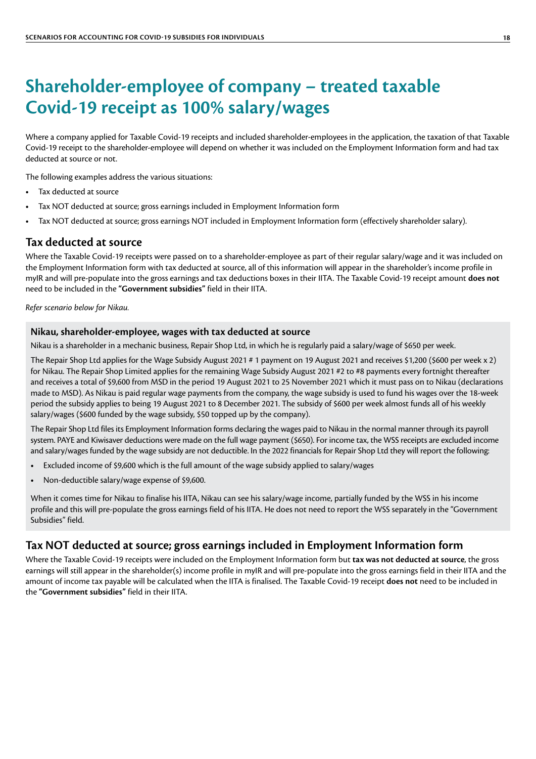# Shareholder-employee of company – treated taxable Covid-19 receipt as 100% salary/wages

Where a company applied for Taxable Covid-19 receipts and included shareholder-employees in the application, the taxation of that Taxable Covid-19 receipt to the shareholder-employee will depend on whether it was included on the Employment Information form and had tax deducted at source or not.

The following examples address the various situations:

- Tax deducted at source
- Tax NOT deducted at source; gross earnings included in Employment Information form
- Tax NOT deducted at source; gross earnings NOT included in Employment Information form (effectively shareholder salary).

## Tax deducted at source

Where the Taxable Covid-19 receipts were passed on to a shareholder-employee as part of their regular salary/wage and it was included on the Employment Information form with tax deducted at source, all of this information will appear in the shareholder's income profile in myIR and will pre-populate into the gross earnings and tax deductions boxes in their IITA. The Taxable Covid-19 receipt amount **does not** need to be included in the **"Government subsidies"** field in their IITA.

*Refer scenario below for Nikau.*

### Nikau, shareholder-employee, wages with tax deducted at source

Nikau is a shareholder in a mechanic business, Repair Shop Ltd, in which he is regularly paid a salary/wage of $650 per week.

The Repair Shop Ltd applies for the Wage Subsidy August 2021 # 1 payment on 19 August 2021 and receives $1,200 ($600 per week x 2) for Nikau. The Repair Shop Limited applies for the remaining Wage Subsidy August 2021 #2 to #8 payments every fortnight thereafter and receives a total of $9,600 from MSD in the period 19 August 2021 to 25 November 2021 which it must pass on to Nikau (declarations made to MSD). As Nikau is paid regular wage payments from the company, the wage subsidy is used to fund his wages over the 18-week period the subsidy applies to being 19 August 2021 to 8 December 2021. The subsidy of $600 per week almost funds all of his weekly salary/wages ($600 funded by the wage subsidy, $50 topped up by the company).

The Repair Shop Ltd files its Employment Information forms declaring the wages paid to Nikau in the normal manner through its payroll system. PAYE and Kiwisaver deductions were made on the full wage payment ($650). For income tax, the WSS receipts are excluded income and salary/wages funded by the wage subsidy are not deductible. In the 2022 financials for Repair Shop Ltd they will report the following:

- Excluded income of $9,600 which is the full amount of the wage subsidy applied to salary/wages
- Non-deductible salary/wage expense of $9,600.

When it comes time for Nikau to finalise his IITA, Nikau can see his salary/wage income, partially funded by the WSS in his income profile and this will pre-populate the gross earnings field of his IITA. He does not need to report the WSS separately in the "Government Subsidies" field.

## Tax NOT deducted at source; gross earnings included in Employment Information form

Where the Taxable Covid-19 receipts were included on the Employment Information form but **tax was not deducted at source**, the gross earnings will still appear in the shareholder(s) income profile in myIR and will pre-populate into the gross earnings field in their IITA and the amount of income tax payable will be calculated when the IITA is finalised. The Taxable Covid-19 receipt **does not** need to be included in the **"Government subsidies"** field in their IITA.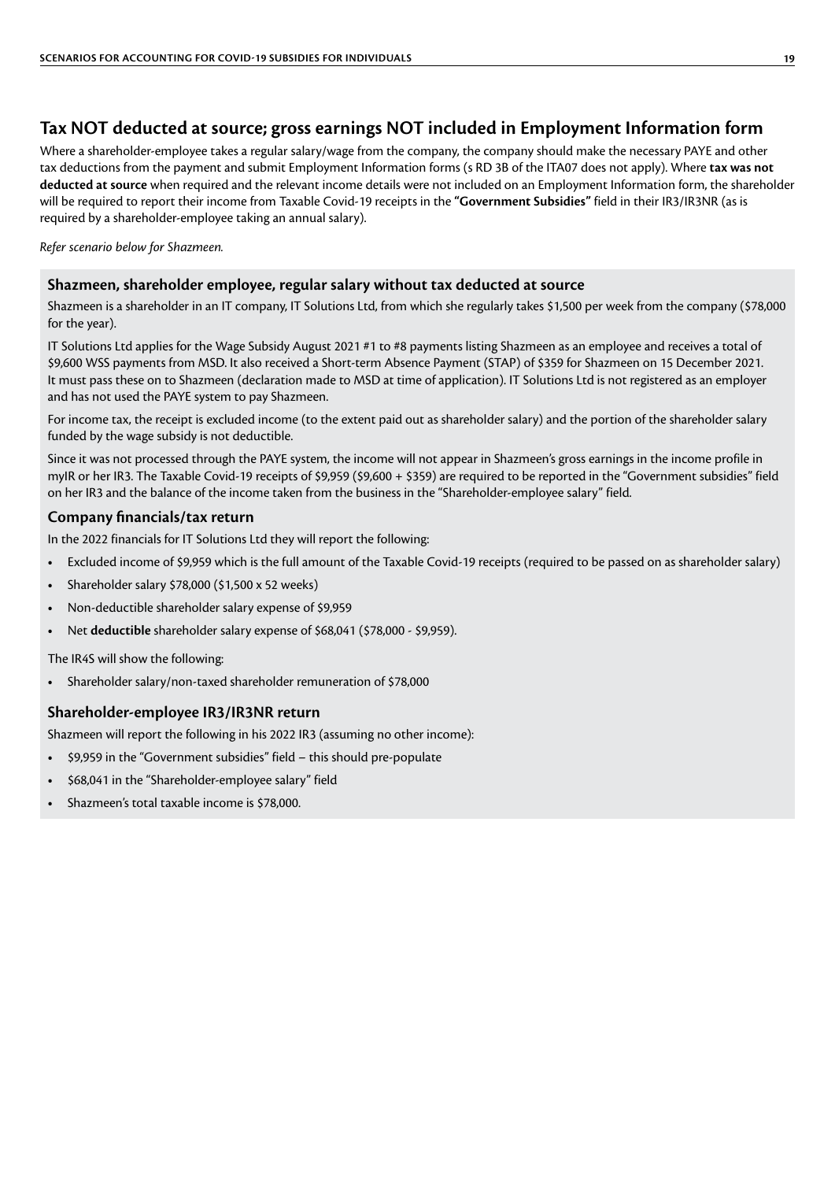## Tax NOT deducted at source; gross earnings NOT included in Employment Information form

Where a shareholder-employee takes a regular salary/wage from the company, the company should make the necessary PAYE and other tax deductions from the payment and submit Employment Information forms (s RD 3B of the ITA07 does not apply). Where **tax was not deducted at source** when required and the relevant income details were not included on an Employment Information form, the shareholder will be required to report their income from Taxable Covid-19 receipts in the **"Government Subsidies"** field in their IR3/IR3NR (as is required by a shareholder-employee taking an annual salary).

*Refer scenario below for Shazmeen.*

### Shazmeen, shareholder employee, regular salary without tax deducted at source

Shazmeen is a shareholder in an IT company, IT Solutions Ltd, from which she regularly takes $1,500 per week from the company ($78,000 for the year).

IT Solutions Ltd applies for the Wage Subsidy August 2021 #1 to #8 payments listing Shazmeen as an employee and receives a total of $9,600 WSS payments from MSD. It also received a Short-term Absence Payment (STAP) of $359 for Shazmeen on 15 December 2021. It must pass these on to Shazmeen (declaration made to MSD at time of application). IT Solutions Ltd is not registered as an employer and has not used the PAYE system to pay Shazmeen.

For income tax, the receipt is excluded income (to the extent paid out as shareholder salary) and the portion of the shareholder salary funded by the wage subsidy is not deductible.

Since it was not processed through the PAYE system, the income will not appear in Shazmeen's gross earnings in the income profile in myIR or her IR3. The Taxable Covid-19 receipts of $9,959 ($9,600 + $359) are required to be reported in the "Government subsidies" field on her IR3 and the balance of the income taken from the business in the "Shareholder-employee salary" field.

### Company financials/tax return

In the 2022 financials for IT Solutions Ltd they will report the following:

- Excluded income of $9,959 which is the full amount of the Taxable Covid-19 receipts (required to be passed on as shareholder salary)
- Shareholder salary $78,000 ($1,500 x 52 weeks)
- Non-deductible shareholder salary expense of $9,959
- Net **deductible** shareholder salary expense of $68,041 ($78,000 - $9,959).

The IR4S will show the following:

- Shareholder salary/non-taxed shareholder remuneration of $78,000

### Shareholder-employee IR3/IR3NR return

Shazmeen will report the following in his 2022 IR3 (assuming no other income):

- $9,959 in the "Government subsidies" field – this should pre-populate
- $68,041 in the "Shareholder-employee salary" field
- Shazmeen's total taxable income is $78,000.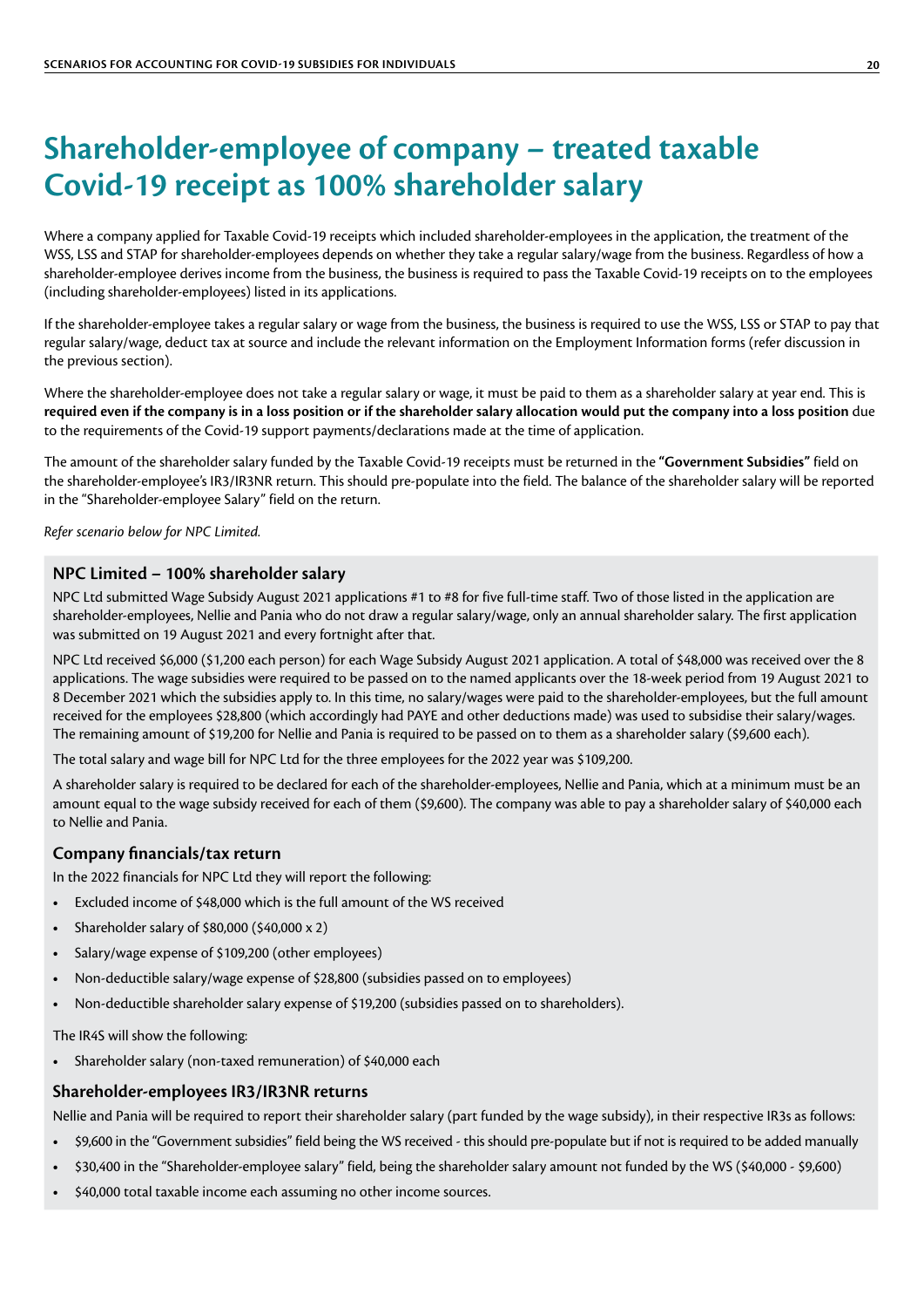# Shareholder-employee of company – treated taxable Covid-19 receipt as 100% shareholder salary

Where a company applied for Taxable Covid-19 receipts which included shareholder-employees in the application, the treatment of the WSS, LSS and STAP for shareholder-employees depends on whether they take a regular salary/wage from the business. Regardless of how a shareholder-employee derives income from the business, the business is required to pass the Taxable Covid-19 receipts on to the employees (including shareholder-employees) listed in its applications.

If the shareholder-employee takes a regular salary or wage from the business, the business is required to use the WSS, LSS or STAP to pay that regular salary/wage, deduct tax at source and include the relevant information on the Employment Information forms (refer discussion in the previous section).

Where the shareholder-employee does not take a regular salary or wage, it must be paid to them as a shareholder salary at year end. This is **required even if the company is in a loss position or if the shareholder salary allocation would put the company into a loss position** due to the requirements of the Covid-19 support payments/declarations made at the time of application.

The amount of the shareholder salary funded by the Taxable Covid-19 receipts must be returned in the **"Government Subsidies"** field on the shareholder-employee's IR3/IR3NR return. This should pre-populate into the field. The balance of the shareholder salary will be reported in the "Shareholder-employee Salary" field on the return.

*Refer scenario below for NPC Limited.*

### NPC Limited – 100% shareholder salary

NPC Ltd submitted Wage Subsidy August 2021 applications #1 to #8 for five full-time staff. Two of those listed in the application are shareholder-employees, Nellie and Pania who do not draw a regular salary/wage, only an annual shareholder salary. The first application was submitted on 19 August 2021 and every fortnight after that.

NPC Ltd received $6,000 ($1,200 each person) for each Wage Subsidy August 2021 application. A total of $48,000 was received over the 8 applications. The wage subsidies were required to be passed on to the named applicants over the 18-week period from 19 August 2021 to 8 December 2021 which the subsidies apply to. In this time, no salary/wages were paid to the shareholder-employees, but the full amount received for the employees $28,800 (which accordingly had PAYE and other deductions made) was used to subsidise their salary/wages. The remaining amount of $19,200 for Nellie and Pania is required to be passed on to them as a shareholder salary ($9,600 each).

The total salary and wage bill for NPC Ltd for the three employees for the 2022 year was $109,200.

A shareholder salary is required to be declared for each of the shareholder-employees, Nellie and Pania, which at a minimum must be an amount equal to the wage subsidy received for each of them ($9,600). The company was able to pay a shareholder salary of $40,000 each to Nellie and Pania.

### Company financials/tax return

In the 2022 financials for NPC Ltd they will report the following:

- Excluded income of $48,000 which is the full amount of the WS received
- Shareholder salary of $80,000 ($40,000 x 2)
- Salary/wage expense of $109,200 (other employees)
- Non-deductible salary/wage expense of $28,800 (subsidies passed on to employees)
- Non-deductible shareholder salary expense of $19,200 (subsidies passed on to shareholders).

The IR4S will show the following:

- Shareholder salary (non-taxed remuneration) of $40,000 each

### Shareholder-employees IR3/IR3NR returns

Nellie and Pania will be required to report their shareholder salary (part funded by the wage subsidy), in their respective IR3s as follows:

- $9,600 in the "Government subsidies" field being the WS received - this should pre-populate but if not is required to be added manually
- $30,400 in the "Shareholder-employee salary" field, being the shareholder salary amount not funded by the WS ($40,000 - $9,600)
- $40,000 total taxable income each assuming no other income sources.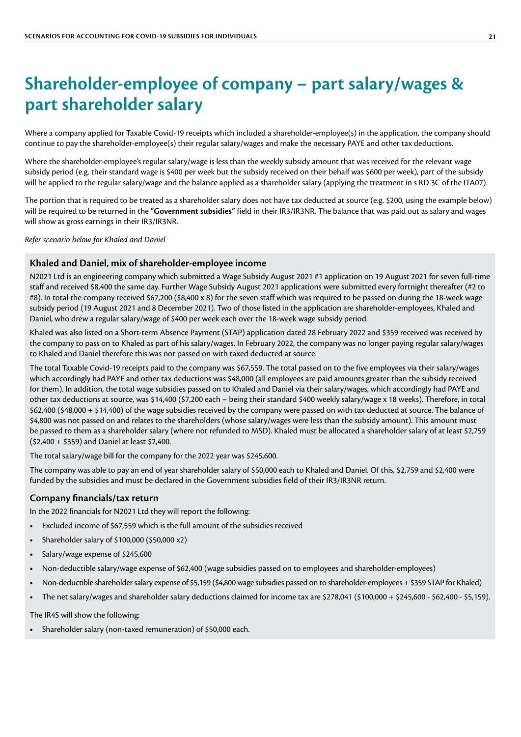# Shareholder-employee of company – part salary/wages & part shareholder salary

Where a company applied for Taxable Covid-19 receipts which included a shareholder-employee(s) in the application, the company should continue to pay the shareholder-employee(s) their regular salary/wages and make the necessary PAYE and other tax deductions.

Where the shareholder-employee's regular salary/wage is less than the weekly subsidy amount that was received for the relevant wage subsidy period (e.g. their standard wage is $400 per week but the subsidy received on their behalf was $600 per week), part of the subsidy will be applied to the regular salary/wage and the balance applied as a shareholder salary (applying the treatment in s RD 3C of the ITA07).

The portion that is required to be treated as a shareholder salary does not have tax deducted at source (e.g. $200, using the example below) will be required to be returned in the **"Government subsidies"** field in their IR3/IR3NR. The balance that was paid out as salary and wages will show as gross earnings in their IR3/IR3NR.

*Refer scenario below for Khaled and Daniel*

### Khaled and Daniel, mix of shareholder-employee income

N2021 Ltd is an engineering company which submitted a Wage Subsidy August 2021 #1 application on 19 August 2021 for seven full-time staff and received $8,400 the same day. Further Wage Subsidy August 2021 applications were submitted every fortnight thereafter (#2 to #8). In total the company received $67,200 ($8,400 x 8) for the seven staff which was required to be passed on during the 18-week wage subsidy period (19 August 2021 and 8 December 2021). Two of those listed in the application are shareholder-employees, Khaled and Daniel, who drew a regular salary/wage of $400 per week each over the 18-week wage subsidy period.

Khaled was also listed on a Short-term Absence Payment (STAP) application dated 28 February 2022 and $359 received was received by the company to pass on to Khaled as part of his salary/wages. In February 2022, the company was no longer paying regular salary/wages to Khaled and Daniel therefore this was not passed on with taxed deducted at source.

The total Taxable Covid-19 receipts paid to the company was $67,559. The total passed on to the five employees via their salary/wages which accordingly had PAYE and other tax deductions was $48,000 (all employees are paid amounts greater than the subsidy received for them). In addition, the total wage subsidies passed on to Khaled and Daniel via their salary/wages, which accordingly had PAYE and other tax deductions at source, was $14,400 ($7,200 each – being their standard $400 weekly salary/wage x 18 weeks). Therefore, in total $62,400 ($48,000 + $14,400) of the wage subsidies received by the company were passed on with tax deducted at source. The balance of $4,800 was not passed on and relates to the shareholders (whose salary/wages were less than the subsidy amount). This amount must be passed to them as a shareholder salary (where not refunded to MSD). Khaled must be allocated a shareholder salary of at least $2,759 ($2,400 + $359) and Daniel at least $2,400.

The total salary/wage bill for the company for the 2022 year was $245,600.

The company was able to pay an end of year shareholder salary of $50,000 each to Khaled and Daniel. Of this, $2,759 and $2,400 were funded by the subsidies and must be declared in the Government subsidies field of their IR3/IR3NR return.

### Company financials/tax return

In the 2022 financials for N2021 Ltd they will report the following:

- Excluded income of $67,559 which is the full amount of the subsidies received
- Shareholder salary of $100,000 ($50,000 x2)
- Salary/wage expense of $245,600
- Non-deductible salary/wage expense of $62,400 (wage subsidies passed on to employees and shareholder-employees)
- Non-deductible shareholder salary expense of $5,159 ($4,800 wage subsidies passed on to shareholder-employees + $359 STAP for Khaled)
- The net salary/wages and shareholder salary deductions claimed for income tax are $278,041 ($100,000 + $245,600 - $62,400 - $5,159).

The IR4S will show the following:

- Shareholder salary (non-taxed remuneration) of $50,000 each.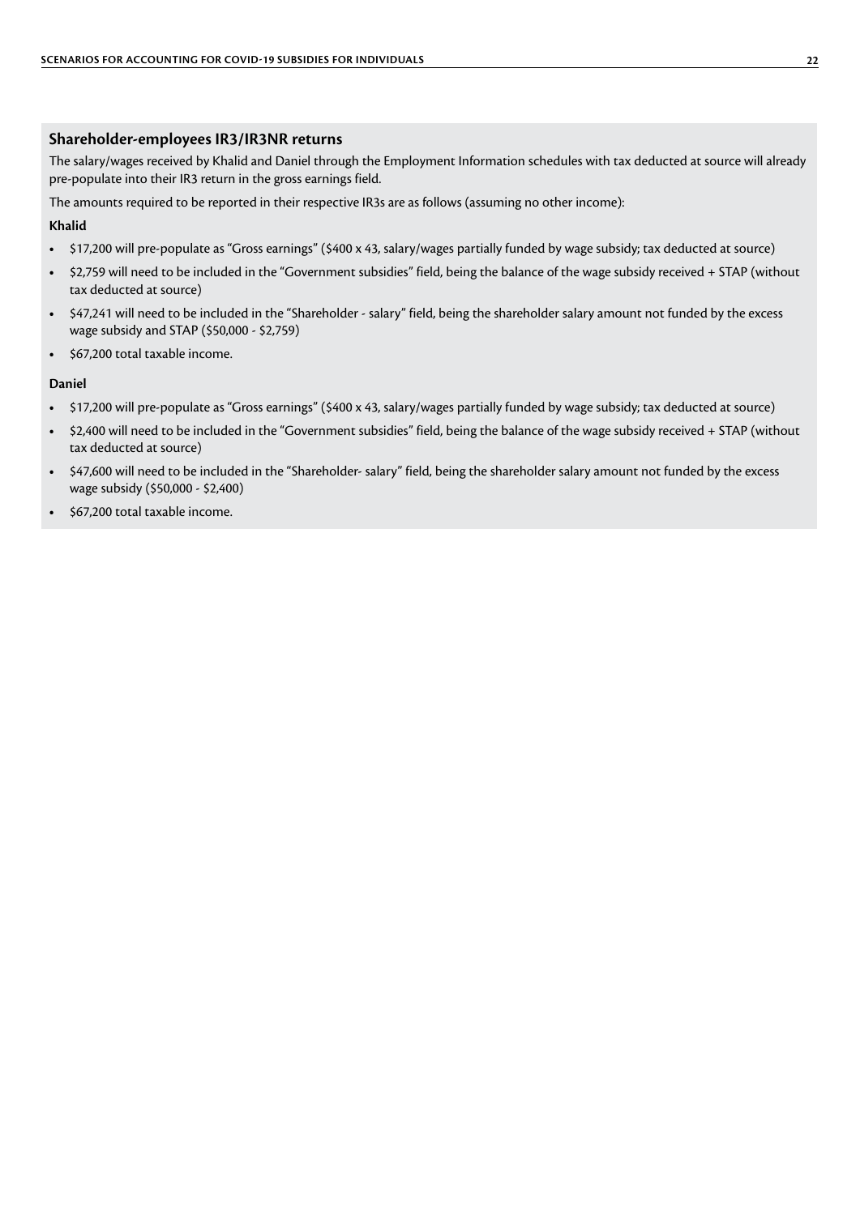## Shareholder-employees IR3/IR3NR returns

The salary/wages received by Khalid and Daniel through the Employment Information schedules with tax deducted at source will already pre-populate into their IR3 return in the gross earnings field.

The amounts required to be reported in their respective IR3s are as follows (assuming no other income):

**Khalid**

- $17,200 will pre-populate as "Gross earnings" ($400 x 43, salary/wages partially funded by wage subsidy; tax deducted at source)
- $2,759 will need to be included in the "Government subsidies" field, being the balance of the wage subsidy received + STAP (without tax deducted at source)
- $47,241 will need to be included in the "Shareholder - salary" field, being the shareholder salary amount not funded by the excess wage subsidy and STAP ($50,000 - $2,759)
- $67,200 total taxable income.

**Daniel**

- $17,200 will pre-populate as "Gross earnings" ($400 x 43, salary/wages partially funded by wage subsidy; tax deducted at source)
- $2,400 will need to be included in the "Government subsidies" field, being the balance of the wage subsidy received + STAP (without tax deducted at source)
- $47,600 will need to be included in the "Shareholder- salary" field, being the shareholder salary amount not funded by the excess wage subsidy ($50,000 - $2,400)
- $67,200 total taxable income.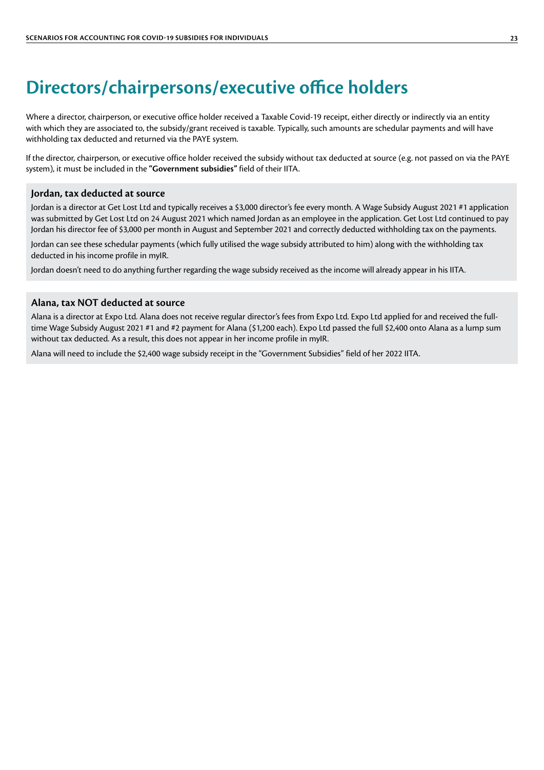# Directors/chairpersons/executive office holders

Where a director, chairperson, or executive office holder received a Taxable Covid-19 receipt, either directly or indirectly via an entity with which they are associated to, the subsidy/grant received is taxable. Typically, such amounts are schedular payments and will have withholding tax deducted and returned via the PAYE system.

If the director, chairperson, or executive office holder received the subsidy without tax deducted at source (e.g. not passed on via the PAYE system), it must be included in the **"Government subsidies"** field of their IITA.

### Jordan, tax deducted at source

Jordan is a director at Get Lost Ltd and typically receives a $3,000 director's fee every month. A Wage Subsidy August 2021 #1 application was submitted by Get Lost Ltd on 24 August 2021 which named Jordan as an employee in the application. Get Lost Ltd continued to pay Jordan his director fee of $3,000 per month in August and September 2021 and correctly deducted withholding tax on the payments.

Jordan can see these schedular payments (which fully utilised the wage subsidy attributed to him) along with the withholding tax deducted in his income profile in myIR.

Jordan doesn't need to do anything further regarding the wage subsidy received as the income will already appear in his IITA.

### Alana, tax NOT deducted at source

Alana is a director at Expo Ltd. Alana does not receive regular director's fees from Expo Ltd. Expo Ltd applied for and received the full-time Wage Subsidy August 2021 #1 and #2 payment for Alana ($1,200 each). Expo Ltd passed the full $2,400 onto Alana as a lump sum without tax deducted. As a result, this does not appear in her income profile in myIR.

Alana will need to include the $2,400 wage subsidy receipt in the "Government Subsidies" field of her 2022 IITA.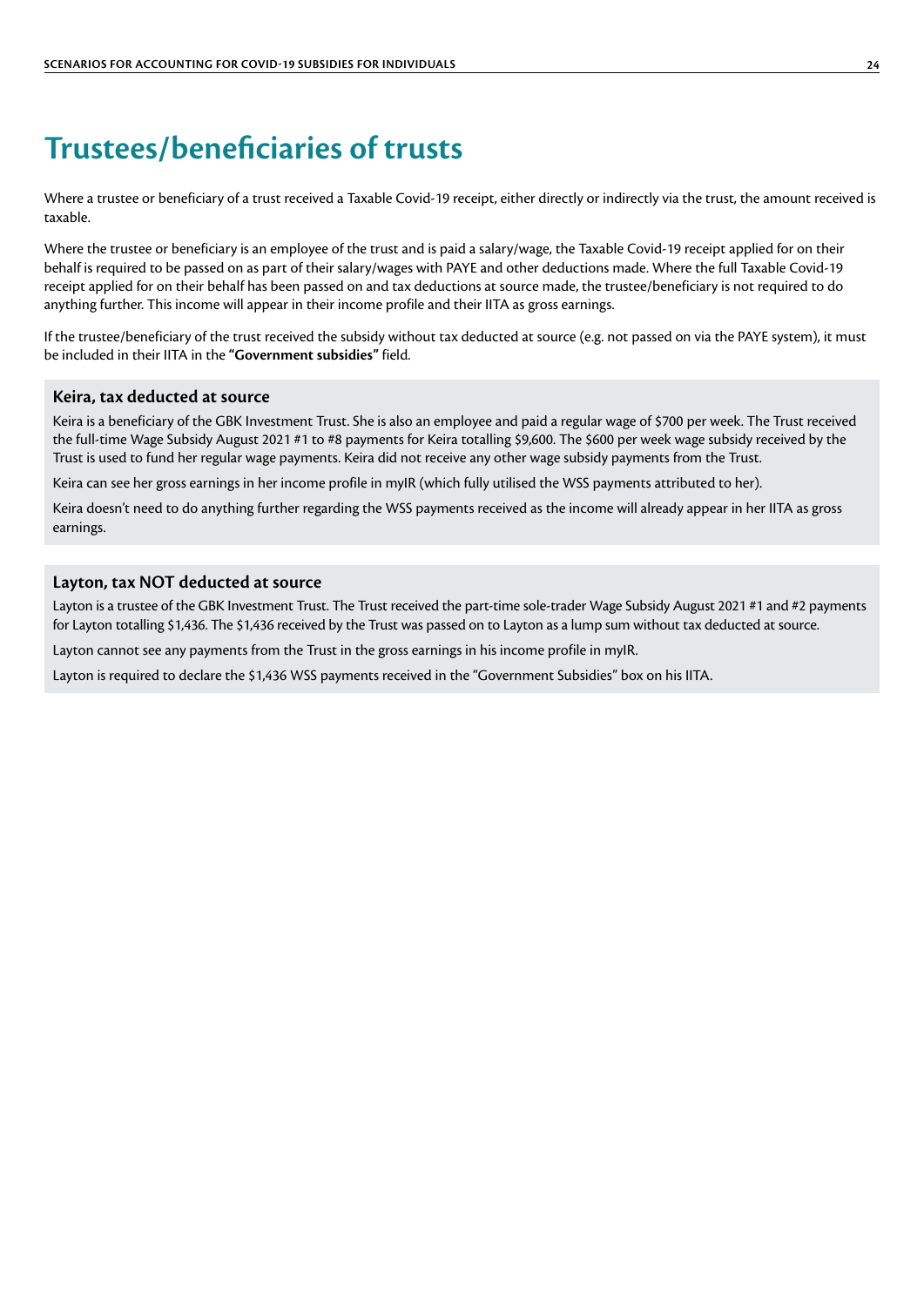# Trustees/beneficiaries of trusts

Where a trustee or beneficiary of a trust received a Taxable Covid-19 receipt, either directly or indirectly via the trust, the amount received is taxable.

Where the trustee or beneficiary is an employee of the trust and is paid a salary/wage, the Taxable Covid-19 receipt applied for on their behalf is required to be passed on as part of their salary/wages with PAYE and other deductions made. Where the full Taxable Covid-19 receipt applied for on their behalf has been passed on and tax deductions at source made, the trustee/beneficiary is not required to do anything further. This income will appear in their income profile and their IITA as gross earnings.

If the trustee/beneficiary of the trust received the subsidy without tax deducted at source (e.g. not passed on via the PAYE system), it must be included in their IITA in the **"Government subsidies"** field.

### Keira, tax deducted at source

Keira is a beneficiary of the GBK Investment Trust. She is also an employee and paid a regular wage of $700 per week. The Trust received the full-time Wage Subsidy August 2021 #1 to #8 payments for Keira totalling $9,600. The $600 per week wage subsidy received by the Trust is used to fund her regular wage payments. Keira did not receive any other wage subsidy payments from the Trust.

Keira can see her gross earnings in her income profile in myIR (which fully utilised the WSS payments attributed to her).

Keira doesn't need to do anything further regarding the WSS payments received as the income will already appear in her IITA as gross earnings.

### Layton, tax NOT deducted at source

Layton is a trustee of the GBK Investment Trust. The Trust received the part-time sole-trader Wage Subsidy August 2021 #1 and #2 payments for Layton totalling $1,436. The $1,436 received by the Trust was passed on to Layton as a lump sum without tax deducted at source.

Layton cannot see any payments from the Trust in the gross earnings in his income profile in myIR.

Layton is required to declare the $1,436 WSS payments received in the "Government Subsidies" box on his IITA.